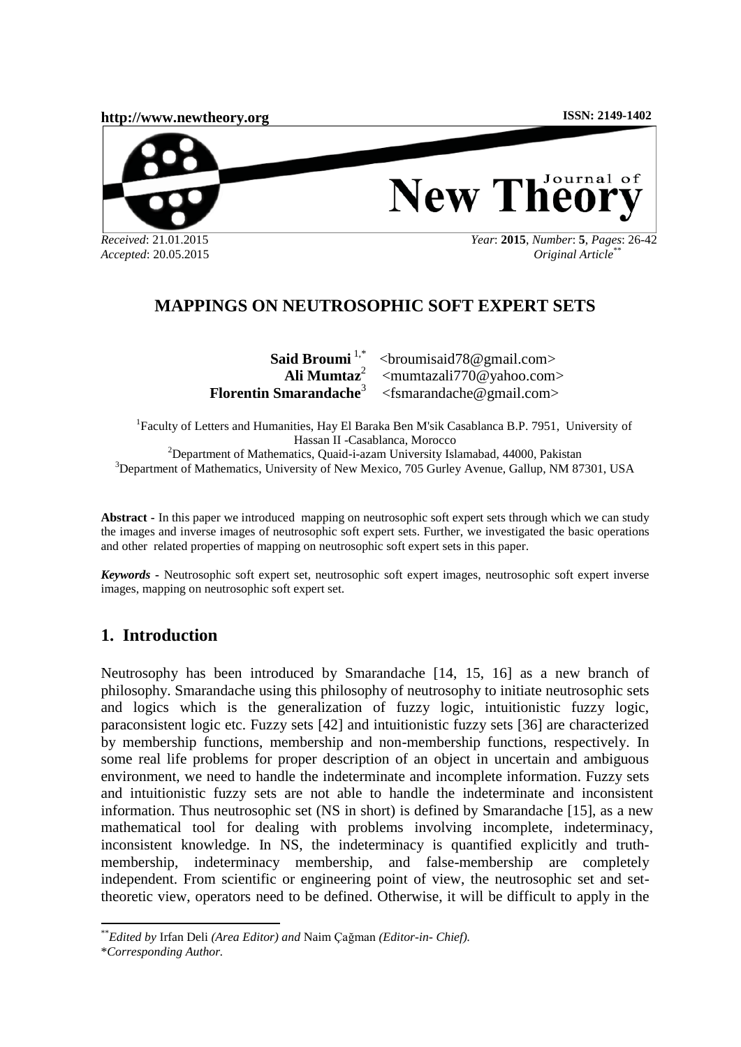*Received*: 21.01.2015
*Accepted*: 20.05.2015

*Original Article*[**]

# MAPPINGS ON NEUTROSOPHIC SOFT EXPERT SETS

**Said Broumi**[1,*] <broumisaid78@gmail.com>
**Ali Mumtaz**[2] <mumtazali770@yahoo.com>
**Florentin Smarandache**[3] <fsmarandache@gmail.com>

[1]Faculty of Letters and Humanities, Hay El Baraka Ben M'sik Casablanca B.P. 7951, University of Hassan II -Casablanca, Morocco
[2]Department of Mathematics, Quaid-i-azam University Islamabad, 44000, Pakistan
[3]Department of Mathematics, University of New Mexico, 705 Gurley Avenue, Gallup, NM 87301, USA

**Abstract -** In this paper we introduced mapping on neutrosophic soft expert sets through which we can study the images and inverse images of neutrosophic soft expert sets. Further, we investigated the basic operations and other related properties of mapping on neutrosophic soft expert sets in this paper.

***Keywords*** - Neutrosophic soft expert set, neutrosophic soft expert images, neutrosophic soft expert inverse images, mapping on neutrosophic soft expert set.

## 1. Introduction

Neutrosophy has been introduced by Smarandache [14, 15, 16] as a new branch of philosophy. Smarandache using this philosophy of neutrosophy to initiate neutrosophic sets and logics which is the generalization of fuzzy logic, intuitionistic fuzzy logic, paraconsistent logic etc. Fuzzy sets [42] and intuitionistic fuzzy sets [36] are characterized by membership functions, membership and non-membership functions, respectively. In some real life problems for proper description of an object in uncertain and ambiguous environment, we need to handle the indeterminate and incomplete information. Fuzzy sets and intuitionistic fuzzy sets are not able to handle the indeterminate and inconsistent information. Thus neutrosophic set (NS in short) is defined by Smarandache [15], as a new mathematical tool for dealing with problems involving incomplete, indeterminacy, inconsistent knowledge. In NS, the indeterminacy is quantified explicitly and truth-membership, indeterminacy membership, and false-membership are completely independent. From scientific or engineering point of view, the neutrosophic set and set-theoretic view, operators need to be defined. Otherwise, it will be difficult to apply in the

[**]*Edited by* Irfan Deli *(Area Editor) and* Naim Çağman *(Editor-in- Chief).*
[*]*Corresponding Author.*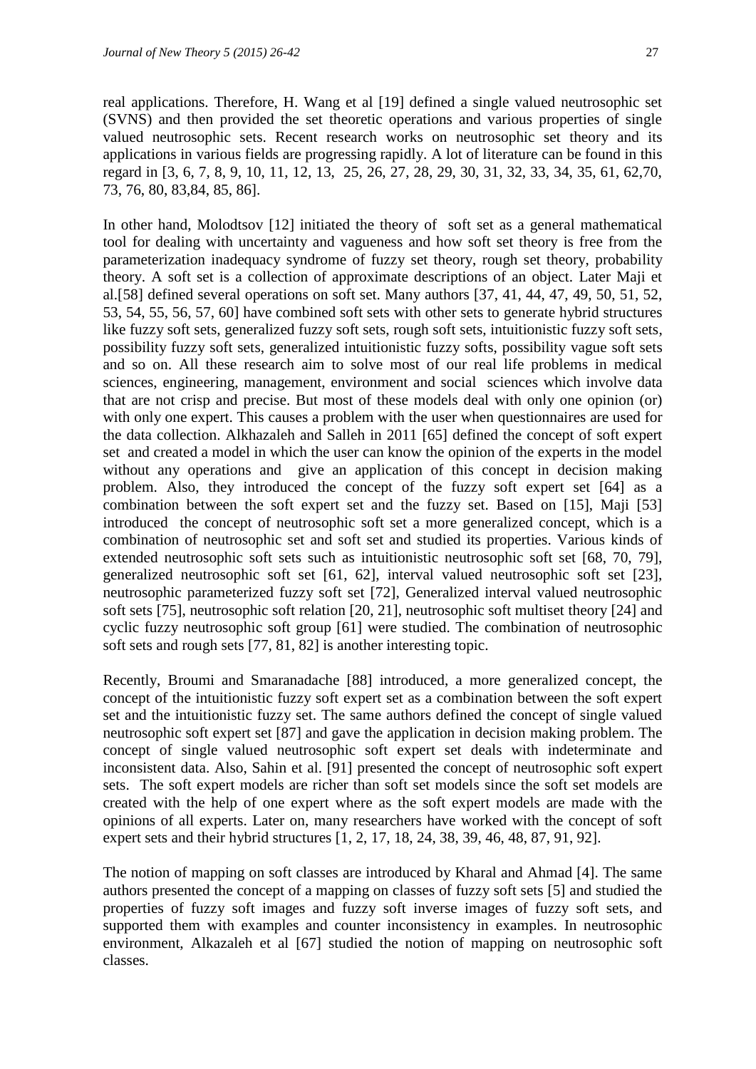real applications. Therefore, H. Wang et al [19] defined a single valued neutrosophic set (SVNS) and then provided the set theoretic operations and various properties of single valued neutrosophic sets. Recent research works on neutrosophic set theory and its applications in various fields are progressing rapidly. A lot of literature can be found in this regard in [3, 6, 7, 8, 9, 10, 11, 12, 13, 25, 26, 27, 28, 29, 30, 31, 32, 33, 34, 35, 61, 62,70, 73, 76, 80, 83,84, 85, 86].

In other hand, Molodtsov [12] initiated the theory of soft set as a general mathematical tool for dealing with uncertainty and vagueness and how soft set theory is free from the parameterization inadequacy syndrome of fuzzy set theory, rough set theory, probability theory. A soft set is a collection of approximate descriptions of an object. Later Maji et al.[58] defined several operations on soft set. Many authors [37, 41, 44, 47, 49, 50, 51, 52, 53, 54, 55, 56, 57, 60] have combined soft sets with other sets to generate hybrid structures like fuzzy soft sets, generalized fuzzy soft sets, rough soft sets, intuitionistic fuzzy soft sets, possibility fuzzy soft sets, generalized intuitionistic fuzzy softs, possibility vague soft sets and so on. All these research aim to solve most of our real life problems in medical sciences, engineering, management, environment and social sciences which involve data that are not crisp and precise. But most of these models deal with only one opinion (or) with only one expert. This causes a problem with the user when questionnaires are used for the data collection. Alkhazaleh and Salleh in 2011 [65] defined the concept of soft expert set and created a model in which the user can know the opinion of the experts in the model without any operations and give an application of this concept in decision making problem. Also, they introduced the concept of the fuzzy soft expert set [64] as a combination between the soft expert set and the fuzzy set. Based on [15], Maji [53] introduced the concept of neutrosophic soft set a more generalized concept, which is a combination of neutrosophic set and soft set and studied its properties. Various kinds of extended neutrosophic soft sets such as intuitionistic neutrosophic soft set [68, 70, 79], generalized neutrosophic soft set [61, 62], interval valued neutrosophic soft set [23], neutrosophic parameterized fuzzy soft set [72], Generalized interval valued neutrosophic soft sets [75], neutrosophic soft relation [20, 21], neutrosophic soft multiset theory [24] and cyclic fuzzy neutrosophic soft group [61] were studied. The combination of neutrosophic soft sets and rough sets [77, 81, 82] is another interesting topic.

Recently, Broumi and Smaranadache [88] introduced, a more generalized concept, the concept of the intuitionistic fuzzy soft expert set as a combination between the soft expert set and the intuitionistic fuzzy set. The same authors defined the concept of single valued neutrosophic soft expert set [87] and gave the application in decision making problem. The concept of single valued neutrosophic soft expert set deals with indeterminate and inconsistent data. Also, Sahin et al. [91] presented the concept of neutrosophic soft expert sets. The soft expert models are richer than soft set models since the soft set models are created with the help of one expert where as the soft expert models are made with the opinions of all experts. Later on, many researchers have worked with the concept of soft expert sets and their hybrid structures [1, 2, 17, 18, 24, 38, 39, 46, 48, 87, 91, 92].

The notion of mapping on soft classes are introduced by Kharal and Ahmad [4]. The same authors presented the concept of a mapping on classes of fuzzy soft sets [5] and studied the properties of fuzzy soft images and fuzzy soft inverse images of fuzzy soft sets, and supported them with examples and counter inconsistency in examples. In neutrosophic environment, Alkazaleh et al [67] studied the notion of mapping on neutrosophic soft classes.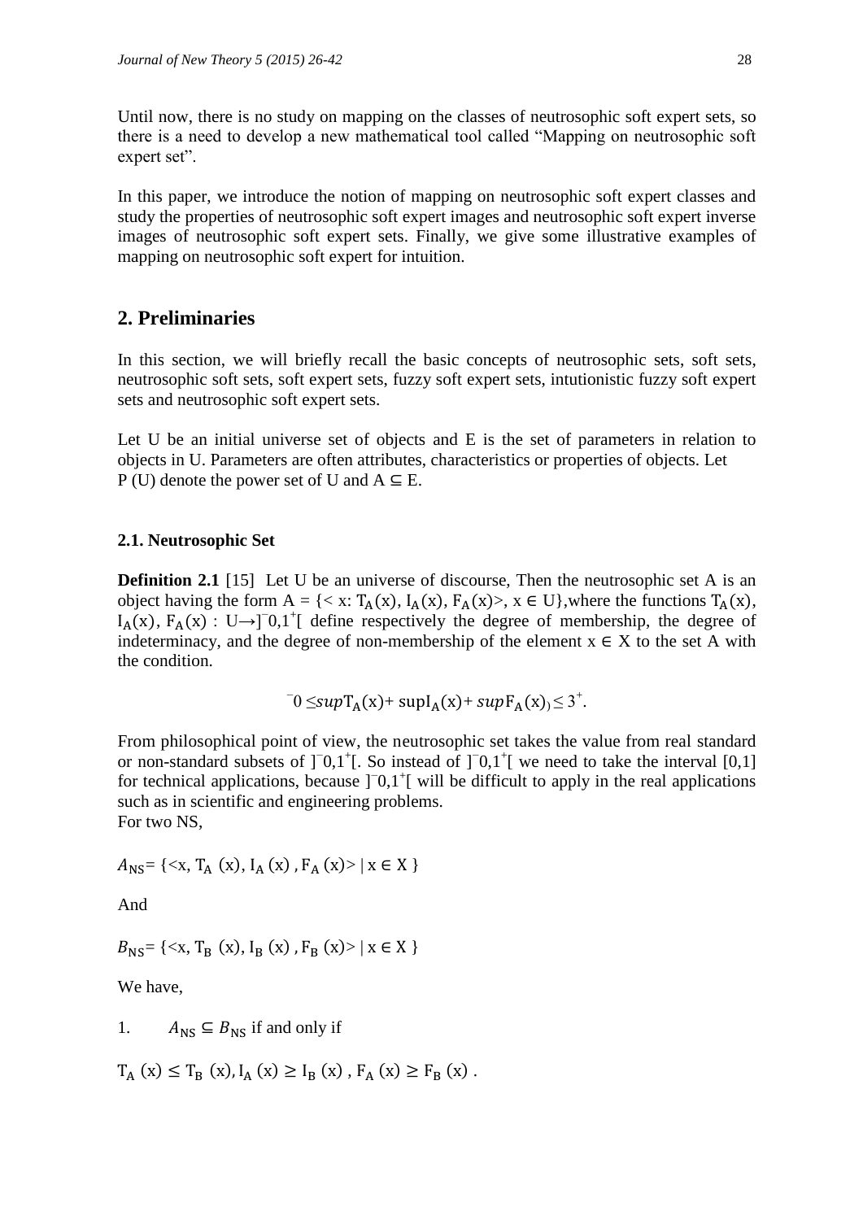Until now, there is no study on mapping on the classes of neutrosophic soft expert sets, so there is a need to develop a new mathematical tool called "Mapping on neutrosophic soft expert set".

In this paper, we introduce the notion of mapping on neutrosophic soft expert classes and study the properties of neutrosophic soft expert images and neutrosophic soft expert inverse images of neutrosophic soft expert sets. Finally, we give some illustrative examples of mapping on neutrosophic soft expert for intuition.

## 2. Preliminaries

In this section, we will briefly recall the basic concepts of neutrosophic sets, soft sets, neutrosophic soft sets, soft expert sets, fuzzy soft expert sets, intutionistic fuzzy soft expert sets and neutrosophic soft expert sets.

Let U be an initial universe set of objects and E is the set of parameters in relation to objects in U. Parameters are often attributes, characteristics or properties of objects. Let P (U) denote the power set of U and $A \subseteq E$.

### 2.1. Neutrosophic Set

**Definition 2.1** [15] Let U be an universe of discourse, Then the neutrosophic set A is an object having the form $A = \{< x: T_A(x), I_A(x), F_A(x)>, x \in U\}$,where the functions $T_A(x)$, $I_A(x)$, $F_A(x) : U \rightarrow ]^-0,1^+[$ define respectively the degree of membership, the degree of indeterminacy, and the degree of non-membership of the element $x \in X$ to the set A with the condition.

$$^-0 \leq sup T_A(x) + sup I_A(x) + sup F_A(x)_) \leq 3^+.$$

From philosophical point of view, the neutrosophic set takes the value from real standard or non-standard subsets of $]^-0,1^+[$. So instead of $]^-0,1^+[$ we need to take the interval [0,1] for technical applications, because $]^-0,1^+[$ will be difficult to apply in the real applications such as in scientific and engineering problems.
For two NS,

$A_{NS} = \{<x, T_A (x), I_A (x), F_A (x)> \mid x \in X\}$

And

$B_{NS} = \{<x, T_B (x), I_B (x), F_B (x)> \mid x \in X\}$

We have,

1. $A_{NS} \subseteq B_{NS}$ if and only if

$T_A (x) \leq T_B (x), I_A (x) \geq I_B (x), F_A (x) \geq F_B (x)$.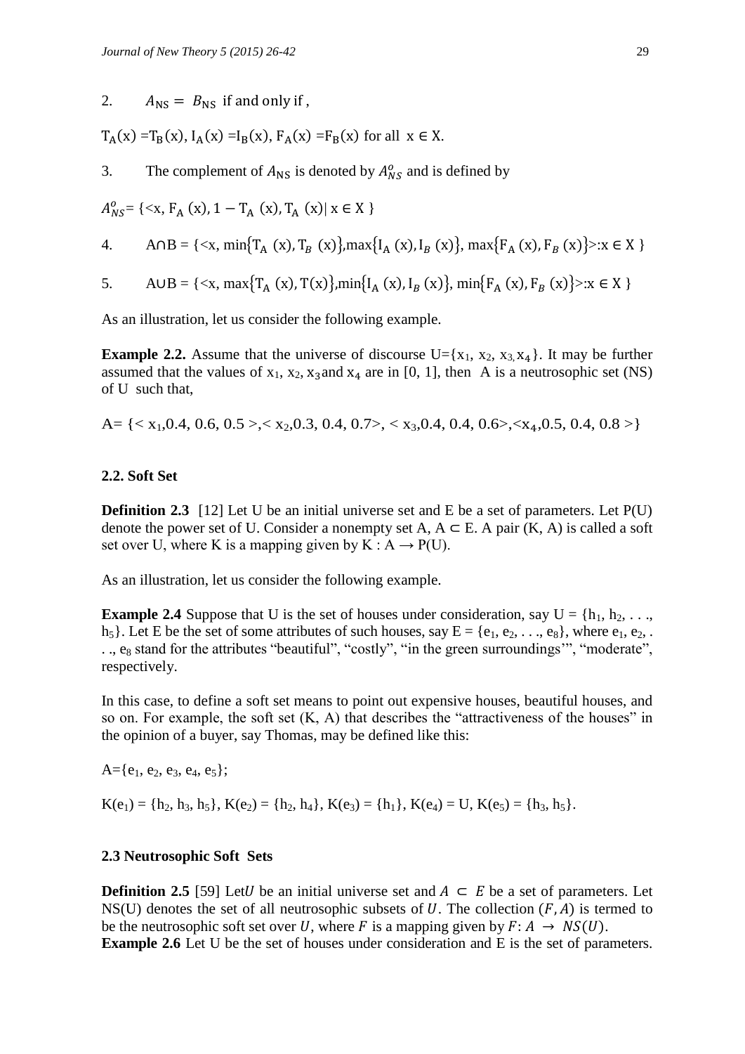2. $A_{NS} = B_{NS}$ if and only if ,

$T_A(x) = T_B(x)$, $I_A(x) = I_B(x)$, $F_A(x) = F_B(x)$ for all $x \in X$.

3. The complement of $A_{NS}$ is denoted by $A^o_{NS}$ and is defined by

$A^o_{NS} = \{<x, F_A(x), 1 - T_A(x), T_A(x) | x \in X\}$

4. $A \cap B = \{<x, \min\{T_A(x), T_B(x)\}, \max\{I_A(x), I_B(x)\}, \max\{F_A(x), F_B(x)\}>: x \in X\}$

5. $A \cup B = \{<x, \max\{T_A(x), T(x)\}, \min\{I_A(x), I_B(x)\}, \min\{F_A(x), F_B(x)\}>: x \in X\}$

As an illustration, let us consider the following example.

**Example 2.2.** Assume that the universe of discourse $U=\{x_1, x_2, x_3, x_4\}$. It may be further assumed that the values of $x_1$, $x_2$, $x_3$ and $x_4$ are in [0, 1], then A is a neutrosophic set (NS) of U such that,

$A= \{< x_1, 0.4, 0.6, 0.5 >, < x_2, 0.3, 0.4, 0.7>, < x_3, 0.4, 0.4, 0.6>, <x_4, 0.5, 0.4, 0.8 >\}$

### 2.2. Soft Set

**Definition 2.3** [12] Let U be an initial universe set and E be a set of parameters. Let P(U) denote the power set of U. Consider a nonempty set A, $A \subset E$. A pair (K, A) is called a soft set over U, where K is a mapping given by $K : A \rightarrow P(U)$.

As an illustration, let us consider the following example.

**Example 2.4** Suppose that U is the set of houses under consideration, say $U = \{h_1, h_2, \ldots, h_5\}$. Let E be the set of some attributes of such houses, say $E = \{e_1, e_2, \ldots, e_8\}$, where $e_1, e_2, \ldots, e_8$ stand for the attributes "beautiful", "costly", "in the green surroundings'", "moderate", respectively.

In this case, to define a soft set means to point out expensive houses, beautiful houses, and so on. For example, the soft set (K, A) that describes the "attractiveness of the houses" in the opinion of a buyer, say Thomas, may be defined like this:

$A=\{e_1, e_2, e_3, e_4, e_5\}$;

$K(e_1) = \{h_2, h_3, h_5\}$, $K(e_2) = \{h_2, h_4\}$, $K(e_3) = \{h_1\}$, $K(e_4) = U$, $K(e_5) = \{h_3, h_5\}$.

### 2.3 Neutrosophic Soft Sets

**Definition 2.5** [59] Let $U$ be an initial universe set and $A \subset E$ be a set of parameters. Let NS(U) denotes the set of all neutrosophic subsets of $U$. The collection $(F, A)$ is termed to be the neutrosophic soft set over $U$, where $F$ is a mapping given by $F: A \rightarrow NS(U)$.

**Example 2.6** Let U be the set of houses under consideration and E is the set of parameters.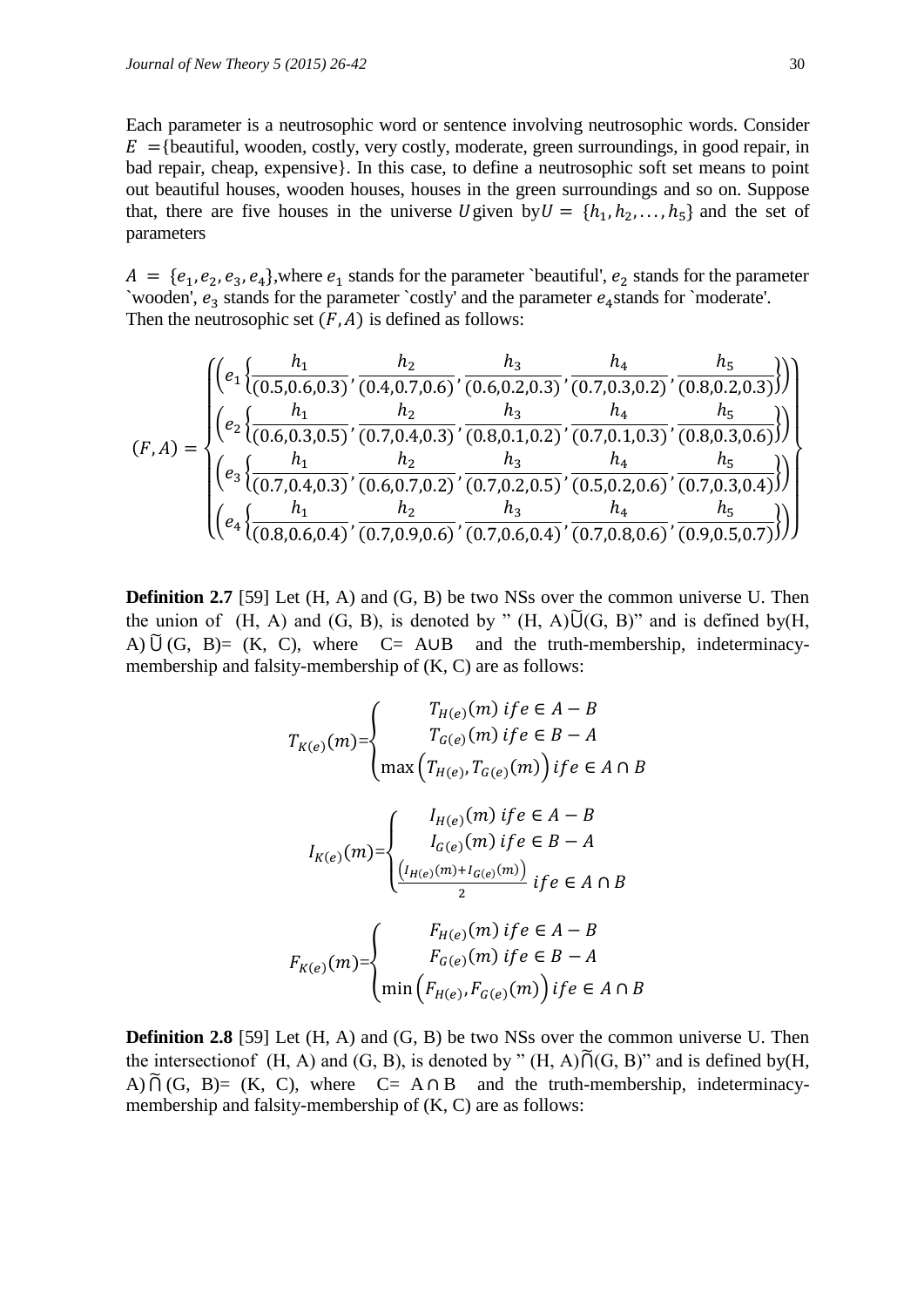Each parameter is a neutrosophic word or sentence involving neutrosophic words. Consider $E$ ={beautiful, wooden, costly, very costly, moderate, green surroundings, in good repair, in bad repair, cheap, expensive}. In this case, to define a neutrosophic soft set means to point out beautiful houses, wooden houses, houses in the green surroundings and so on. Suppose that, there are five houses in the universe $U$ given by $U = \{h_1, h_2, \ldots, h_5\}$ and the set of parameters

$A = \{e_1, e_2, e_3, e_4\}$, where $e_1$ stands for the parameter `beautiful', $e_2$ stands for the parameter `wooden', $e_3$ stands for the parameter `costly' and the parameter $e_4$ stands for `moderate'. Then the neutrosophic set $(F, A)$ is defined as follows:

$$(F,A) = \begin{Bmatrix} \left(e_1\left\{\frac{h_1}{(0.5,0.6,0.3)}, \frac{h_2}{(0.4,0.7,0.6)}, \frac{h_3}{(0.6,0.2,0.3)}, \frac{h_4}{(0.7,0.3,0.2)}, \frac{h_5}{(0.8,0.2,0.3)}\right\}\right) \\ \left(e_2\left\{\frac{h_1}{(0.6,0.3,0.5)}, \frac{h_2}{(0.7,0.4,0.3)}, \frac{h_3}{(0.8,0.1,0.2)}, \frac{h_4}{(0.7,0.1,0.3)}, \frac{h_5}{(0.8,0.3,0.6)}\right\}\right) \\ \left(e_3\left\{\frac{h_1}{(0.7,0.4,0.3)}, \frac{h_2}{(0.6,0.7,0.2)}, \frac{h_3}{(0.7,0.2,0.5)}, \frac{h_4}{(0.5,0.2,0.6)}, \frac{h_5}{(0.7,0.3,0.4)}\right\}\right) \\ \left(e_4\left\{\frac{h_1}{(0.8,0.6,0.4)}, \frac{h_2}{(0.7,0.9,0.6)}, \frac{h_3}{(0.7,0.6,0.4)}, \frac{h_4}{(0.7,0.8,0.6)}, \frac{h_5}{(0.9,0.5,0.7)}\right\}\right) \end{Bmatrix}$$

**Definition 2.7** [59] Let (H, A) and (G, B) be two NSs over the common universe U. Then the union of (H, A) and (G, B), is denoted by " $(H, A)\tilde{\cup}(G, B)$" and is defined by $(H, A)\tilde{\cup}(G, B) = (K, C)$, where $C = A \cup B$ and the truth-membership, indeterminacy-membership and falsity-membership of (K, C) are as follows:

$$T_{K(e)}(m) = \begin{cases} T_{H(e)}(m) \text{ if } e \in A - B \\ T_{G(e)}(m) \text{ if } e \in B - A \\ \max\left(T_{H(e)}, T_{G(e)}(m)\right) \text{ if } e \in A \cap B \end{cases}$$

$$I_{K(e)}(m) = \begin{cases} I_{H(e)}(m) \text{ if } e \in A - B \\ I_{G(e)}(m) \text{ if } e \in B - A \\ \frac{\left(I_{H(e)}(m) + I_{G(e)}(m)\right)}{2} \text{ if } e \in A \cap B \end{cases}$$

$$F_{K(e)}(m) = \begin{cases} F_{H(e)}(m) \text{ if } e \in A - B \\ F_{G(e)}(m) \text{ if } e \in B - A \\ \min\left(F_{H(e)}, F_{G(e)}(m)\right) \text{ if } e \in A \cap B \end{cases}$$

**Definition 2.8** [59] Let (H, A) and (G, B) be two NSs over the common universe U. Then the intersection of (H, A) and (G, B), is denoted by " $(H, A)\tilde{\cap}(G, B)$" and is defined by $(H, A)\tilde{\cap}(G, B) = (K, C)$, where $C = A \cap B$ and the truth-membership, indeterminacy-membership and falsity-membership of (K, C) are as follows: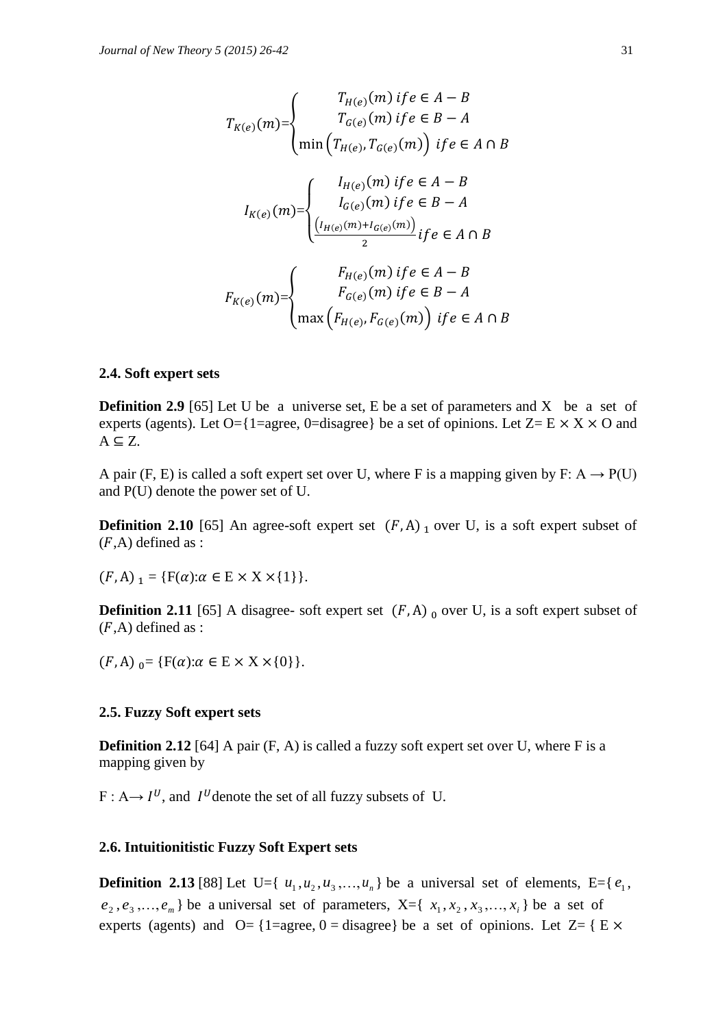$$T_{K(e)}(m)=\begin{cases} T_{H(e)}(m) \; if e \in A-B \\ T_{G(e)}(m) \; if e \in B-A \\ \min\left(T_{H(e)}, T_{G(e)}(m)\right) \; if e \in A \cap B \end{cases}$$

$$I_{K(e)}(m)=\begin{cases} I_{H(e)}(m) \; if e \in A-B \\ I_{G(e)}(m) \; if e \in B-A \\ \frac{\left(I_{H(e)}(m)+I_{G(e)}(m)\right)}{2} if e \in A \cap B \end{cases}$$

$$F_{K(e)}(m)=\begin{cases} F_{H(e)}(m) \; if e \in A-B \\ F_{G(e)}(m) \; if e \in B-A \\ \max\left(F_{H(e)}, F_{G(e)}(m)\right) \; if e \in A \cap B \end{cases}$$

### 2.4. Soft expert sets

**Definition 2.9** [65] Let U be a universe set, E be a set of parameters and X be a set of experts (agents). Let O={1=agree, 0=disagree} be a set of opinions. Let Z= E $\times$ X $\times$ O and A $\subseteq$ Z.

A pair (F, E) is called a soft expert set over U, where F is a mapping given by F: A $\rightarrow$ P(U) and P(U) denote the power set of U.

**Definition 2.10** [65] An agree-soft expert set $(F, \mathrm{A})_1$ over U, is a soft expert subset of $(F,\mathrm{A})$ defined as :

$(F, \mathrm{A})_1 = \{\mathrm{F}(\alpha){:}\alpha \in \mathrm{E} \times \mathrm{X} \times \{1\}\}$.

**Definition 2.11** [65] A disagree- soft expert set $(F, \mathrm{A})_0$ over U, is a soft expert subset of $(F,\mathrm{A})$ defined as :

$(F, \mathrm{A})_0 = \{\mathrm{F}(\alpha){:}\alpha \in \mathrm{E} \times \mathrm{X} \times \{0\}\}$.

### 2.5. Fuzzy Soft expert sets

**Definition 2.12** [64] A pair (F, A) is called a fuzzy soft expert set over U, where F is a mapping given by

F : A$\rightarrow I^U$, and $I^U$ denote the set of all fuzzy subsets of U.

### 2.6. Intuitionitistic Fuzzy Soft Expert sets

**Definition 2.13** [88] Let U={ $u_1, u_2, u_3, \ldots, u_n$ } be a universal set of elements, E={ $e_1$, $e_2, e_3, \ldots, e_m$ } be a universal set of parameters, X={ $x_1, x_2, x_3, \ldots, x_i$ } be a set of experts (agents) and O= {1=agree, 0 = disagree} be a set of opinions. Let Z= { E $\times$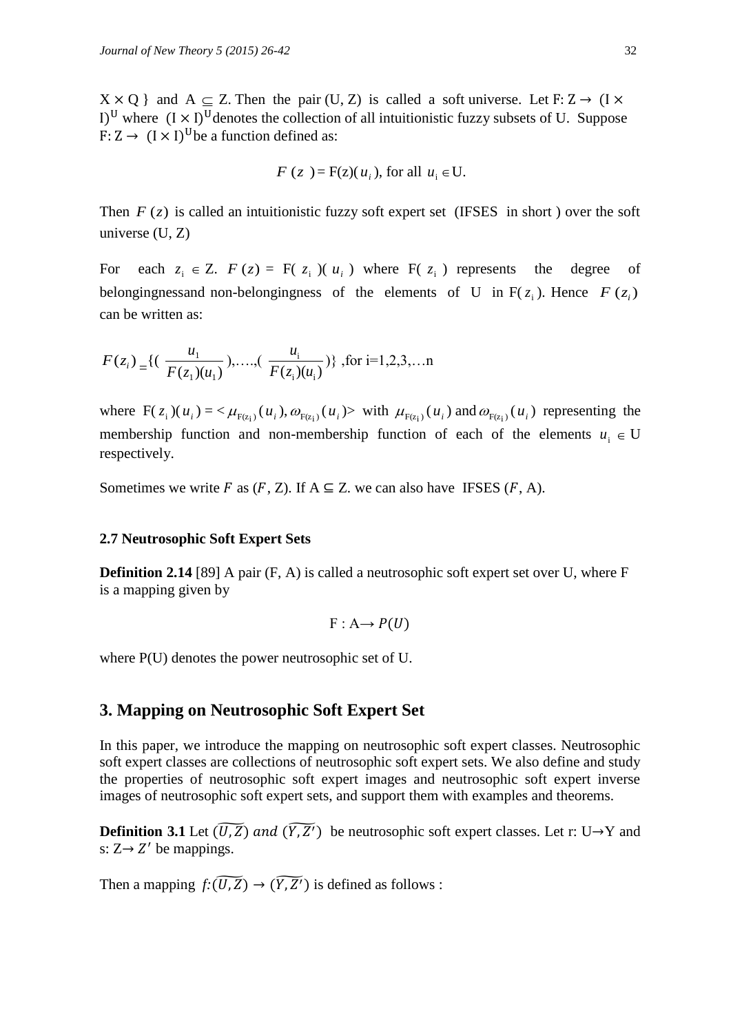$X \times Q$ } and $A \subseteq Z$. Then the pair (U, Z) is called a soft universe. Let $F: Z \rightarrow (I \times I)^U$ where $(I \times I)^U$ denotes the collection of all intuitionistic fuzzy subsets of U. Suppose $F: Z \rightarrow (I \times I)^U$ be a function defined as:

$$F(z) = F(z)(u_i), \text{ for all } u_i \in U.$$

Then $F(z)$ is called an intuitionistic fuzzy soft expert set (IFSES in short) over the soft universe (U, Z)

For each $z_i \in Z$. $F(z) = F(z_i)(u_i)$ where $F(z_i)$ represents the degree of belongingnessand non-belongingness of the elements of U in $F(z_i)$. Hence $F(z_i)$ can be written as:

$$F(z_i) = \{(\frac{u_1}{F(z_1)(u_1)}),\ldots,(\frac{u_i}{F(z_i)(u_i)})\} \text{ ,for i=1,2,3,…n}$$

where $F(z_i)(u_i) = <\mu_{F(z_i)}(u_i), \omega_{F(z_i)}(u_i)>$ with $\mu_{F(z_i)}(u_i)$ and $\omega_{F(z_i)}(u_i)$ representing the membership function and non-membership function of each of the elements $u_i \in U$ respectively.

Sometimes we write $F$ as $(F, Z)$. If $A \subseteq Z$. we can also have IFSES $(F, A)$.

### 2.7 Neutrosophic Soft Expert Sets

**Definition 2.14** [89] A pair (F, A) is called a neutrosophic soft expert set over U, where F is a mapping given by

$$F : A \rightarrow P(U)$$

where P(U) denotes the power neutrosophic set of U.

## 3. Mapping on Neutrosophic Soft Expert Set

In this paper, we introduce the mapping on neutrosophic soft expert classes. Neutrosophic soft expert classes are collections of neutrosophic soft expert sets. We also define and study the properties of neutrosophic soft expert images and neutrosophic soft expert inverse images of neutrosophic soft expert sets, and support them with examples and theorems.

**Definition 3.1** Let $(\widetilde{U,Z})$ *and* $(\widetilde{Y,Z'})$ be neutrosophic soft expert classes. Let r: U→Y and s: $Z \rightarrow Z'$ be mappings.

Then a mapping $f: (\widetilde{U,Z}) \rightarrow (\widetilde{Y,Z'})$ is defined as follows :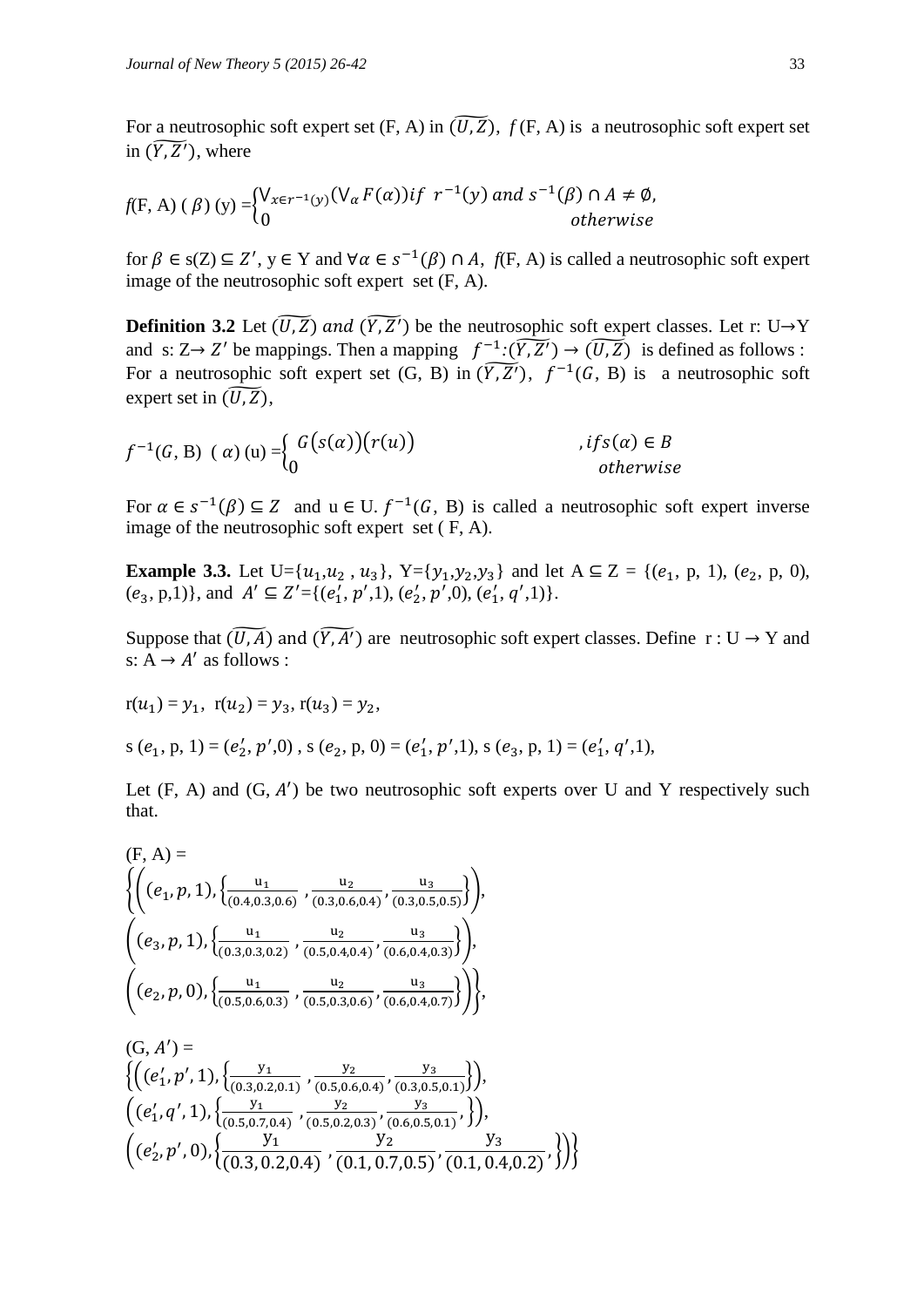For a neutrosophic soft expert set (F, A) in $\widetilde{(U,Z)}$, $f$(F, A) is a neutrosophic soft expert set in $\widetilde{(Y,Z')}$, where

$$f(\mathrm{F, A})(\beta)(y) = \begin{cases} \bigvee_{x \in r^{-1}(y)} (\bigvee_{\alpha} F(\alpha)) & if\ r^{-1}(y)\ and\ s^{-1}(\beta) \cap A \neq \emptyset, \\ 0 & otherwise \end{cases}$$

for $\beta \in$ s(Z) $\subseteq Z'$, y $\in$ Y and $\forall \alpha \in s^{-1}(\beta) \cap A$, $f$(F, A) is called a neutrosophic soft expert image of the neutrosophic soft expert set (F, A).

**Definition 3.2** Let $\widetilde{(U,Z)}$ and $\widetilde{(Y,Z')}$ be the neutrosophic soft expert classes. Let r: U→Y and s: Z→ $Z'$ be mappings. Then a mapping $f^{-1}: \widetilde{(Y,Z')} \rightarrow \widetilde{(U,Z)}$ is defined as follows : For a neutrosophic soft expert set (G, B) in $\widetilde{(Y,Z')}$, $f^{-1}(G$, B) is a neutrosophic soft expert set in $\widetilde{(U,Z)}$,

$$f^{-1}(G, \mathrm{B})(\alpha)(\mathrm{u}) = \begin{cases} G\big(s(\alpha)\big)\big(r(u)\big) & , if s(\alpha) \in B \\ 0 & otherwise \end{cases}$$

For $\alpha \in s^{-1}(\beta) \subseteq Z$ and u $\in$ U. $f^{-1}(G$, B) is called a neutrosophic soft expert inverse image of the neutrosophic soft expert set ( F, A).

**Example 3.3.** Let U={$u_1$,$u_2$ , $u_3$}, Y={$y_1$,$y_2$,$y_3$} and let A $\subseteq$ Z = {($e_1$, p, 1), ($e_2$, p, 0), ($e_3$, p,1)}, and $A' \subseteq Z'$={($e_1'$, $p'$,1), ($e_2'$, $p'$,0), ($e_1'$, $q'$,1)}.

Suppose that $\widetilde{(U,A)}$ and $\widetilde{(Y,A')}$ are neutrosophic soft expert classes. Define r : U → Y and s: A → $A'$ as follows :

r($u_1$) = $y_1$, r($u_2$) = $y_3$, r($u_3$) = $y_2$,

s ($e_1$, p, 1) = ($e_2'$, $p'$,0) , s ($e_2$, p, 0) = ($e_1'$, $p'$,1), s ($e_3$, p, 1) = ($e_1'$, $q'$,1),

Let (F, A) and (G, $A'$) be two neutrosophic soft experts over U and Y respectively such that.

$$(\mathrm{F, A}) = \left\{ \left( (e_1, p, 1), \left\{ \frac{u_1}{(0.4,0.3,0.6)}, \frac{u_2}{(0.3,0.6,0.4)}, \frac{u_3}{(0.3,0.5,0.5)} \right\} \right), \left( (e_3, p, 1), \left\{ \frac{u_1}{(0.3,0.3,0.2)}, \frac{u_2}{(0.5,0.4,0.4)}, \frac{u_3}{(0.6,0.4,0.3)} \right\} \right), \left( (e_2, p, 0), \left\{ \frac{u_1}{(0.5,0.6,0.3)}, \frac{u_2}{(0.5,0.3,0.6)}, \frac{u_3}{(0.6,0.4,0.7)} \right\} \right) \right\},$$

$$(\mathrm{G}, A') = \left\{ \left( (e_1', p', 1), \left\{ \frac{y_1}{(0.3,0.2,0.1)}, \frac{y_2}{(0.5,0.6,0.4)}, \frac{y_3}{(0.3,0.5,0.1)} \right\} \right), \left( (e_1', q', 1), \left\{ \frac{y_1}{(0.5,0.7,0.4)}, \frac{y_2}{(0.5,0.2,0.3)}, \frac{y_3}{(0.6,0.5,0.1)}, \right\} \right), \left( (e_2', p', 0), \left\{ \frac{y_1}{(0.3, 0.2, 0.4)}, \frac{y_2}{(0.1, 0.7, 0.5)}, \frac{y_3}{(0.1, 0.4, 0.2)}, \right\} \right) \right\}$$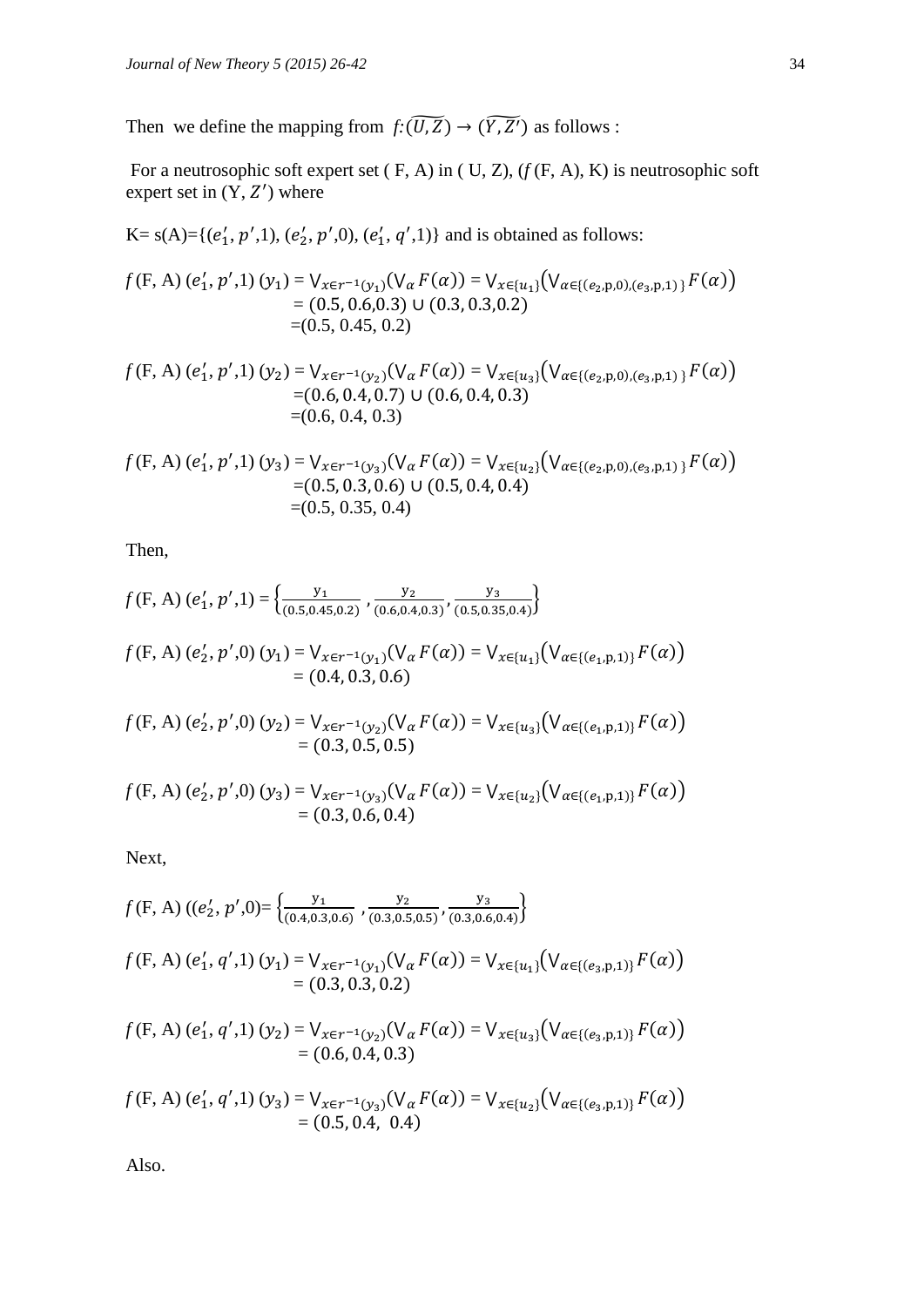Then we define the mapping from $f\colon \widetilde{(U,Z)} \to \widetilde{(Y,Z')}$ as follows :

For a neutrosophic soft expert set ( F, A) in ( U, Z), ($f$ (F, A), K) is neutrosophic soft expert set in (Y, $Z'$) where

K= s(A)={($e_1'$, $p'$,1), ($e_2'$, $p'$,0), ($e_1'$, $q'$,1)} and is obtained as follows:

$$f\,(\mathrm{F, A})\,(e_1', p', 1)\,(y_1) = \vee_{x\in r^{-1}(y_1)}(\vee_{\alpha} F(\alpha)) = \vee_{x\in\{u_1\}}\big(\vee_{\alpha\in\{(e_2,\mathrm{p},0),(e_3,\mathrm{p},1)\}} F(\alpha)\big)$$
$$= (0.5, 0.6, 0.3) \cup (0.3, 0.3, 0.2)$$
$$= (0.5, 0.45, 0.2)$$

$$f\,(\mathrm{F, A})\,(e_1', p', 1)\,(y_2) = \vee_{x\in r^{-1}(y_2)}(\vee_{\alpha} F(\alpha)) = \vee_{x\in\{u_3\}}\big(\vee_{\alpha\in\{(e_2,\mathrm{p},0),(e_3,\mathrm{p},1)\}} F(\alpha)\big)$$
$$= (0.6, 0.4, 0.7) \cup (0.6, 0.4, 0.3)$$
$$= (0.6, 0.4, 0.3)$$

$$f\,(\mathrm{F, A})\,(e_1', p', 1)\,(y_3) = \vee_{x\in r^{-1}(y_3)}(\vee_{\alpha} F(\alpha)) = \vee_{x\in\{u_2\}}\big(\vee_{\alpha\in\{(e_2,\mathrm{p},0),(e_3,\mathrm{p},1)\}} F(\alpha)\big)$$
$$= (0.5, 0.3, 0.6) \cup (0.5, 0.4, 0.4)$$
$$= (0.5, 0.35, 0.4)$$

Then,

$$f\,(\mathrm{F, A})\,(e_1', p', 1) = \left\{\frac{\mathrm{y}_1}{(0.5,0.45,0.2)}, \frac{\mathrm{y}_2}{(0.6,0.4,0.3)}, \frac{\mathrm{y}_3}{(0.5,0.35,0.4)}\right\}$$

$$f\,(\mathrm{F, A})\,(e_2', p', 0)\,(y_1) = \vee_{x\in r^{-1}(y_1)}(\vee_{\alpha} F(\alpha)) = \vee_{x\in\{u_1\}}\big(\vee_{\alpha\in\{(e_1,\mathrm{p},1)\}} F(\alpha)\big)$$
$$= (0.4, 0.3, 0.6)$$

$$f\,(\mathrm{F, A})\,(e_2', p', 0)\,(y_2) = \vee_{x\in r^{-1}(y_2)}(\vee_{\alpha} F(\alpha)) = \vee_{x\in\{u_3\}}\big(\vee_{\alpha\in\{(e_1,\mathrm{p},1)\}} F(\alpha)\big)$$
$$= (0.3, 0.5, 0.5)$$

$$f\,(\mathrm{F, A})\,(e_2', p', 0)\,(y_3) = \vee_{x\in r^{-1}(y_3)}(\vee_{\alpha} F(\alpha)) = \vee_{x\in\{u_2\}}\big(\vee_{\alpha\in\{(e_1,\mathrm{p},1)\}} F(\alpha)\big)$$
$$= (0.3, 0.6, 0.4)$$

Next,

$$f\,(\mathrm{F, A})\,((e_2', p', 0) = \left\{\frac{\mathrm{y}_1}{(0.4,0.3,0.6)}, \frac{\mathrm{y}_2}{(0.3,0.5,0.5)}, \frac{\mathrm{y}_3}{(0.3,0.6,0.4)}\right\}$$

$$f\,(\mathrm{F, A})\,(e_1', q', 1)\,(y_1) = \vee_{x\in r^{-1}(y_1)}(\vee_{\alpha} F(\alpha)) = \vee_{x\in\{u_1\}}\big(\vee_{\alpha\in\{(e_3,\mathrm{p},1)\}} F(\alpha)\big)$$
$$= (0.3, 0.3, 0.2)$$

$$f\,(\mathrm{F, A})\,(e_1', q', 1)\,(y_2) = \vee_{x\in r^{-1}(y_2)}(\vee_{\alpha} F(\alpha)) = \vee_{x\in\{u_3\}}\big(\vee_{\alpha\in\{(e_3,\mathrm{p},1)\}} F(\alpha)\big)$$
$$= (0.6, 0.4, 0.3)$$

$$f\,(\mathrm{F, A})\,(e_1', q', 1)\,(y_3) = \vee_{x\in r^{-1}(y_3)}(\vee_{\alpha} F(\alpha)) = \vee_{x\in\{u_2\}}\big(\vee_{\alpha\in\{(e_3,\mathrm{p},1)\}} F(\alpha)\big)$$
$$= (0.5, 0.4, 0.4)$$

Also.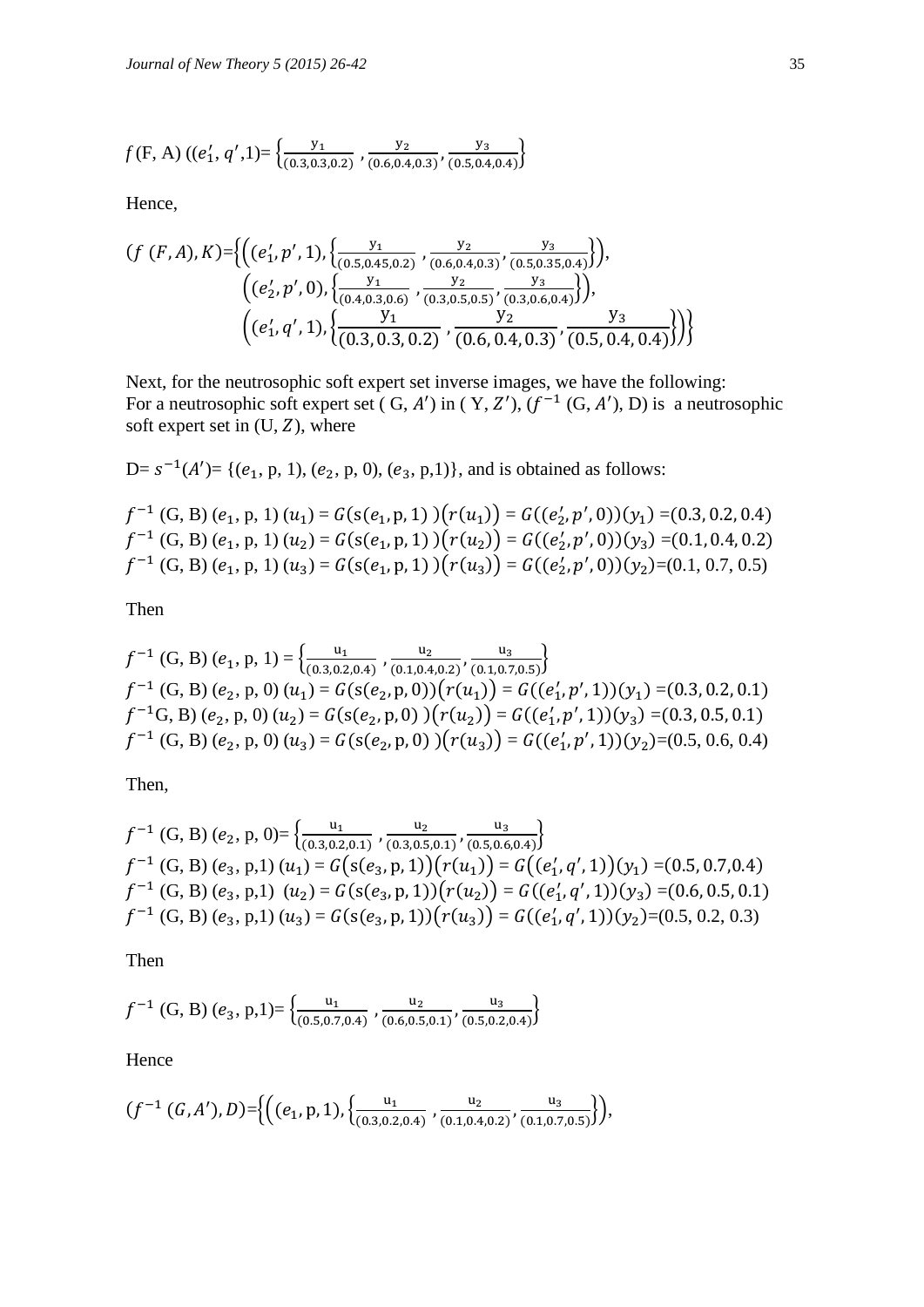$f$ (F, A) $((e_1', q', 1) = \left\{\frac{y_1}{(0.3, 0.3, 0.2)}, \frac{y_2}{(0.6, 0.4, 0.3)}, \frac{y_3}{(0.5, 0.4, 0.4)}\right\}$

Hence,

$$(f\ (F, A), K) = \Big\{\Big((e_1', p', 1), \Big\{\frac{y_1}{(0.5, 0.45, 0.2)}, \frac{y_2}{(0.6, 0.4, 0.3)}, \frac{y_3}{(0.5, 0.35, 0.4)}\Big\}\Big),$$
$$\Big((e_2', p', 0), \Big\{\frac{y_1}{(0.4, 0.3, 0.6)}, \frac{y_2}{(0.3, 0.5, 0.5)}, \frac{y_3}{(0.3, 0.6, 0.4)}\Big\}\Big),$$
$$\Big((e_1', q', 1), \Big\{\frac{y_1}{(0.3, 0.3, 0.2)}, \frac{y_2}{(0.6, 0.4, 0.3)}, \frac{y_3}{(0.5, 0.4, 0.4)}\Big\}\Big)\Big\}$$

Next, for the neutrosophic soft expert set inverse images, we have the following:
For a neutrosophic soft expert set ( G, $A'$) in ( Y, $Z'$), ($f^{-1}$ (G, $A'$), D) is a neutrosophic soft expert set in (U, $Z$), where

D= $s^{-1}(A')$= {($e_1$, p, 1), ($e_2$, p, 0), ($e_3$, p,1)}, and is obtained as follows:

$f^{-1}$ (G, B) ($e_1$, p, 1) $(u_1) = G(s(e_1, \text{p}, 1))(r(u_1)) = G((e_2', p', 0))(y_1)$ =(0.3, 0.2, 0.4)
$f^{-1}$ (G, B) ($e_1$, p, 1) $(u_2) = G(s(e_1, \text{p}, 1))(r(u_2)) = G((e_2', p', 0))(y_3)$ =(0.1, 0.4, 0.2)
$f^{-1}$ (G, B) ($e_1$, p, 1) $(u_3) = G(s(e_1, \text{p}, 1))(r(u_3)) = G((e_2', p', 0))(y_2)$=(0.1, 0.7, 0.5)

Then

$f^{-1}$ (G, B) ($e_1$, p, 1) = $\left\{\frac{u_1}{(0.3, 0.2, 0.4)}, \frac{u_2}{(0.1, 0.4, 0.2)}, \frac{u_3}{(0.1, 0.7, 0.5)}\right\}$
$f^{-1}$ (G, B) ($e_2$, p, 0) $(u_1) = G(s(e_2, \text{p}, 0))(r(u_1)) = G((e_1', p', 1))(y_1)$ =(0.3, 0.2, 0.1)
$f^{-1}$G, B) ($e_2$, p, 0) $(u_2) = G(s(e_2, \text{p}, 0))(r(u_2)) = G((e_1', p', 1))(y_3)$ =(0.3, 0.5, 0.1)
$f^{-1}$ (G, B) ($e_2$, p, 0) $(u_3) = G(s(e_2, \text{p}, 0))(r(u_3)) = G((e_1', p', 1))(y_2)$=(0.5, 0.6, 0.4)

Then,

$f^{-1}$ (G, B) ($e_2$, p, 0)= $\left\{\frac{u_1}{(0.3, 0.2, 0.1)}, \frac{u_2}{(0.3, 0.5, 0.1)}, \frac{u_3}{(0.5, 0.6, 0.4)}\right\}$
$f^{-1}$ (G, B) ($e_3$, p,1) $(u_1) = G(s(e_3, \text{p}, 1))(r(u_1)) = G((e_1', q', 1))(y_1)$ =(0.5, 0.7,0.4)
$f^{-1}$ (G, B) ($e_3$, p,1) $(u_2) = G(s(e_3, \text{p}, 1))(r(u_2)) = G((e_1', q', 1))(y_3)$ =(0.6, 0.5, 0.1)
$f^{-1}$ (G, B) ($e_3$, p,1) $(u_3) = G(s(e_3, \text{p}, 1))(r(u_3)) = G((e_1', q', 1))(y_2)$=(0.5, 0.2, 0.3)

Then

$f^{-1}$ (G, B) ($e_3$, p,1)= $\left\{\frac{u_1}{(0.5, 0.7, 0.4)}, \frac{u_2}{(0.6, 0.5, 0.1)}, \frac{u_3}{(0.5, 0.2, 0.4)}\right\}$

Hence

$$(f^{-1}\ (G, A'), D) = \Big\{\Big((e_1, \text{p}, 1), \Big\{\frac{u_1}{(0.3, 0.2, 0.4)}, \frac{u_2}{(0.1, 0.4, 0.2)}, \frac{u_3}{(0.1, 0.7, 0.5)}\Big\}\Big),$$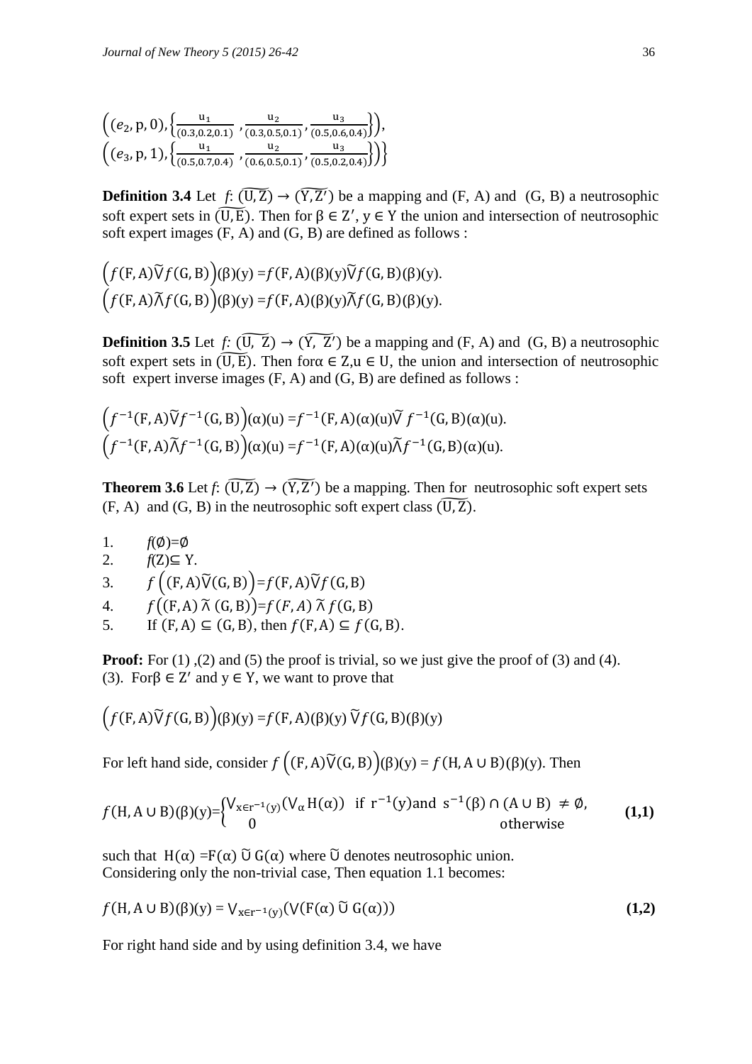$\left((e_2, \mathrm{p}, 0), \left\{\frac{\mathrm{u}_1}{(0.3,0.2,0.1)}, \frac{\mathrm{u}_2}{(0.3,0.5,0.1)}, \frac{\mathrm{u}_3}{(0.5,0.6,0.4)}\right\}\right),$
$\left((e_3, \mathrm{p}, 1), \left\{\frac{\mathrm{u}_1}{(0.5,0.7,0.4)}, \frac{\mathrm{u}_2}{(0.6,0.5,0.1)}, \frac{\mathrm{u}_3}{(0.5,0.2,0.4)}\right\}\right)\Big\}$

**Definition 3.4** Let $f: \widetilde{(\mathrm{U}, \mathrm{Z})} \rightarrow \widetilde{(\mathrm{Y}, \mathrm{Z}')}$ be a mapping and (F, A) and (G, B) a neutrosophic soft expert sets in $\widetilde{(\mathrm{U}, \mathrm{E})}$. Then for $\beta \in \mathrm{Z}'$, $\mathrm{y} \in \mathrm{Y}$ the union and intersection of neutrosophic soft expert images (F, A) and (G, B) are defined as follows :

$$\left(f(\mathrm{F}, \mathrm{A})\widetilde{\vee} f(\mathrm{G}, \mathrm{B})\right)(\beta)(\mathrm{y}) = f(\mathrm{F}, \mathrm{A})(\beta)(\mathrm{y})\widetilde{\vee} f(\mathrm{G}, \mathrm{B})(\beta)(\mathrm{y}).$$
$$\left(f(\mathrm{F}, \mathrm{A})\widetilde{\wedge} f(\mathrm{G}, \mathrm{B})\right)(\beta)(\mathrm{y}) = f(\mathrm{F}, \mathrm{A})(\beta)(\mathrm{y})\widetilde{\wedge} f(\mathrm{G}, \mathrm{B})(\beta)(\mathrm{y}).$$

**Definition 3.5** Let $f: \widetilde{(\mathrm{U}, \mathrm{Z})} \rightarrow \widetilde{(\mathrm{Y}, \mathrm{Z}')}$ be a mapping and (F, A) and (G, B) a neutrosophic soft expert sets in $\widetilde{(\mathrm{U}, \mathrm{E})}$. Then for $\alpha \in \mathrm{Z}, \mathrm{u} \in \mathrm{U}$, the union and intersection of neutrosophic soft expert inverse images (F, A) and (G, B) are defined as follows :

$$\left(f^{-1}(\mathrm{F}, \mathrm{A})\widetilde{\vee} f^{-1}(\mathrm{G}, \mathrm{B})\right)(\alpha)(\mathrm{u}) = f^{-1}(\mathrm{F}, \mathrm{A})(\alpha)(\mathrm{u})\widetilde{\vee} f^{-1}(\mathrm{G}, \mathrm{B})(\alpha)(\mathrm{u}).$$
$$\left(f^{-1}(\mathrm{F}, \mathrm{A})\widetilde{\wedge} f^{-1}(\mathrm{G}, \mathrm{B})\right)(\alpha)(\mathrm{u}) = f^{-1}(\mathrm{F}, \mathrm{A})(\alpha)(\mathrm{u})\widetilde{\wedge} f^{-1}(\mathrm{G}, \mathrm{B})(\alpha)(\mathrm{u}).$$

**Theorem 3.6** Let $f: \widetilde{(\mathrm{U}, \mathrm{Z})} \rightarrow \widetilde{(\mathrm{Y}, \mathrm{Z}')}$ be a mapping. Then for neutrosophic soft expert sets (F, A) and (G, B) in the neutrosophic soft expert class $\widetilde{(\mathrm{U}, \mathrm{Z})}$.

1. $f(\emptyset) = \emptyset$
2. $f(\mathrm{Z}) \subseteq \mathrm{Y}$.
3. $f\left((\mathrm{F}, \mathrm{A})\widetilde{\vee}(\mathrm{G}, \mathrm{B})\right) = f(\mathrm{F}, \mathrm{A})\widetilde{\vee} f(\mathrm{G}, \mathrm{B})$
4. $f\left((\mathrm{F}, \mathrm{A}) \widetilde{\wedge} (\mathrm{G}, \mathrm{B})\right) = f(F, A) \widetilde{\wedge} f(\mathrm{G}, \mathrm{B})$
5. If $(\mathrm{F}, \mathrm{A}) \subseteq (\mathrm{G}, \mathrm{B})$, then $f(\mathrm{F}, \mathrm{A}) \subseteq f(\mathrm{G}, \mathrm{B})$.

**Proof:** For (1) ,(2) and (5) the proof is trivial, so we just give the proof of (3) and (4).
(3). For $\beta \in \mathrm{Z}'$ and $\mathrm{y} \in \mathrm{Y}$, we want to prove that

$$\left(f(\mathrm{F}, \mathrm{A})\widetilde{\vee} f(\mathrm{G}, \mathrm{B})\right)(\beta)(\mathrm{y}) = f(\mathrm{F}, \mathrm{A})(\beta)(\mathrm{y})\ \widetilde{\vee} f(\mathrm{G}, \mathrm{B})(\beta)(\mathrm{y})$$

For left hand side, consider $f\left((\mathrm{F}, \mathrm{A})\widetilde{\vee}(\mathrm{G}, \mathrm{B})\right)(\beta)(\mathrm{y}) = f(\mathrm{H}, \mathrm{A} \cup \mathrm{B})(\beta)(\mathrm{y})$. Then

$$f(\mathrm{H}, \mathrm{A} \cup \mathrm{B})(\beta)(\mathrm{y}) = \begin{cases} \bigvee_{\mathrm{x} \in \mathrm{r}^{-1}(\mathrm{y})}\left(\bigvee_{\alpha} \mathrm{H}(\alpha)\right) & \text{if } \mathrm{r}^{-1}(\mathrm{y}) \text{and } \mathrm{s}^{-1}(\beta) \cap (\mathrm{A} \cup \mathrm{B}) \neq \emptyset, \\ 0 & \text{otherwise} \end{cases} \qquad \textbf{(1,1)}$$

such that $\mathrm{H}(\alpha) = \mathrm{F}(\alpha)\ \widetilde{\cup}\ \mathrm{G}(\alpha)$ where $\widetilde{\cup}$ denotes neutrosophic union.
Considering only the non-trivial case, Then equation 1.1 becomes:

$$f(\mathrm{H}, \mathrm{A} \cup \mathrm{B})(\beta)(\mathrm{y}) = \bigvee_{\mathrm{x} \in \mathrm{r}^{-1}(\mathrm{y})}\left(\bigvee\left(\mathrm{F}(\alpha)\ \widetilde{\cup}\ \mathrm{G}(\alpha)\right)\right) \qquad \textbf{(1,2)}$$

For right hand side and by using definition 3.4, we have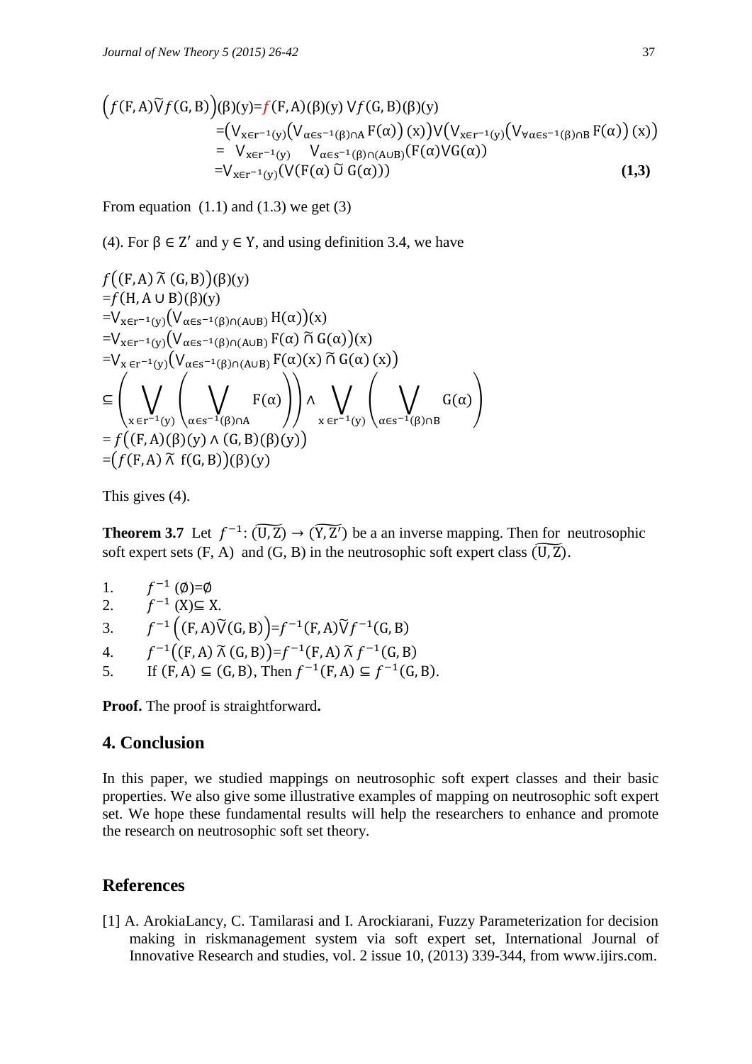$$\left(f(\mathrm{F,A})\widetilde{\vee}f(\mathrm{G,B})\right)(\beta)(\mathrm{y})=f(\mathrm{F,A})(\beta)(\mathrm{y})\vee f(\mathrm{G,B})(\beta)(\mathrm{y})$$
$$=\left(\vee_{x\in r^{-1}(y)}\left(\vee_{\alpha\in s^{-1}(\beta)\cap A}F(\alpha)\right)(x)\right)\vee\left(\vee_{x\in r^{-1}(y)}\left(\vee_{\forall\alpha\in s^{-1}(\beta)\cap B}F(\alpha)\right)(x)\right)$$
$$=\ \vee_{x\in r^{-1}(y)}\quad\vee_{\alpha\in s^{-1}(\beta)\cap(A\cup B)}(F(\alpha)\vee G(\alpha))$$
$$=\vee_{x\in r^{-1}(y)}(\vee(F(\alpha)\ \widetilde{\cup}\ G(\alpha)))\qquad\textbf{(1,3)}$$

From equation (1.1) and (1.3) we get (3)

(4). For $\beta\in Z'$ and $y\in Y$, and using definition 3.4, we have

$$f\left((\mathrm{F,A})\ \widetilde{\wedge}\ (\mathrm{G,B})\right)(\beta)(\mathrm{y})$$
$$=f(\mathrm{H,A\cup B})(\beta)(\mathrm{y})$$
$$=\vee_{x\in r^{-1}(y)}\left(\vee_{\alpha\in s^{-1}(\beta)\cap(A\cup B)}H(\alpha)\right)(x)$$
$$=\vee_{x\in r^{-1}(y)}\left(\vee_{\alpha\in s^{-1}(\beta)\cap(A\cup B)}F(\alpha)\ \widetilde{\cap}\ G(\alpha)\right)(x)$$
$$=\vee_{x\in r^{-1}(y)}\left(\vee_{\alpha\in s^{-1}(\beta)\cap(A\cup B)}F(\alpha)(x)\ \widetilde{\cap}\ G(\alpha)(x)\right)$$
$$\subseteq\left(\bigvee_{x\in r^{-1}(y)}\left(\bigvee_{\alpha\in s^{-1}(\beta)\cap A}F(\alpha)\right)\right)\wedge\bigvee_{x\in r^{-1}(y)}\left(\bigvee_{\alpha\in s^{-1}(\beta)\cap B}G(\alpha)\right)$$
$$=f\left((\mathrm{F,A})(\beta)(\mathrm{y})\wedge(\mathrm{G,B})(\beta)(\mathrm{y})\right)$$
$$=\left(f(\mathrm{F,A})\ \widetilde{\wedge}\ f(\mathrm{G,B})\right)(\beta)(\mathrm{y})$$

This gives (4).

**Theorem 3.7** Let $f^{-1}:\widetilde{(U,Z)}\to\widetilde{(Y,Z')}$ be a an inverse mapping. Then for neutrosophic soft expert sets (F, A) and (G, B) in the neutrosophic soft expert class $\widetilde{(U,Z)}$.

1. $f^{-1}(\emptyset)=\emptyset$
2. $f^{-1}(X)\subseteq X$.
3. $f^{-1}\left((F,A)\widetilde{\vee}(G,B)\right)=f^{-1}(F,A)\widetilde{\vee}f^{-1}(G,B)$
4. $f^{-1}\left((F,A)\ \widetilde{\wedge}\ (G,B)\right)=f^{-1}(F,A)\ \widetilde{\wedge}\ f^{-1}(G,B)$
5. If $(F,A)\subseteq(G,B)$, Then $f^{-1}(F,A)\subseteq f^{-1}(G,B)$.

**Proof.** The proof is straightforward**.**

## 4. Conclusion

In this paper, we studied mappings on neutrosophic soft expert classes and their basic properties. We also give some illustrative examples of mapping on neutrosophic soft expert set. We hope these fundamental results will help the researchers to enhance and promote the research on neutrosophic soft set theory.

## References

[1] A. ArokiaLancy, C. Tamilarasi and I. Arockiarani, Fuzzy Parameterization for decision making in riskmanagement system via soft expert set, International Journal of Innovative Research and studies, vol. 2 issue 10, (2013) 339-344, from www.ijirs.com.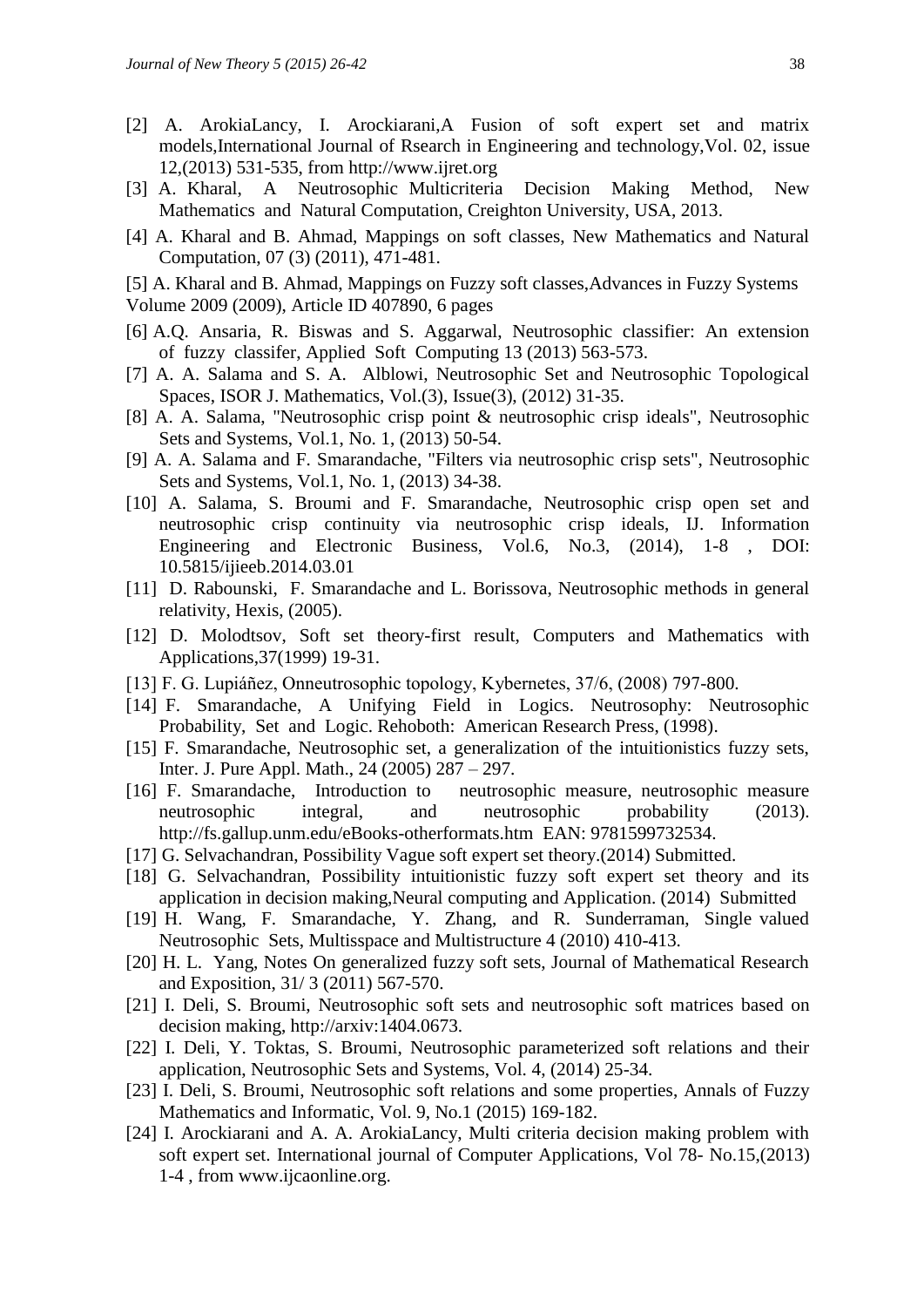[2] A. ArokiaLancy, I. Arockiarani,A Fusion of soft expert set and matrix models,International Journal of Rsearch in Engineering and technology,Vol. 02, issue 12,(2013) 531-535, from http://www.ijret.org

[3] A. Kharal, A Neutrosophic Multicriteria Decision Making Method, New Mathematics and Natural Computation, Creighton University, USA, 2013.

[4] A. Kharal and B. Ahmad, Mappings on soft classes, New Mathematics and Natural Computation, 07 (3) (2011), 471-481.

[5] A. Kharal and B. Ahmad, Mappings on Fuzzy soft classes,Advances in Fuzzy Systems Volume 2009 (2009), Article ID 407890, 6 pages

[6] A.Q. Ansaria, R. Biswas and S. Aggarwal, Neutrosophic classifier: An extension of fuzzy classifer, Applied Soft Computing 13 (2013) 563-573.

[7] A. A. Salama and S. A. Alblowi, Neutrosophic Set and Neutrosophic Topological Spaces, ISOR J. Mathematics, Vol.(3), Issue(3), (2012) 31-35.

[8] A. A. Salama, "Neutrosophic crisp point & neutrosophic crisp ideals", Neutrosophic Sets and Systems, Vol.1, No. 1, (2013) 50-54.

[9] A. A. Salama and F. Smarandache, "Filters via neutrosophic crisp sets", Neutrosophic Sets and Systems, Vol.1, No. 1, (2013) 34-38.

[10] A. Salama, S. Broumi and F. Smarandache, Neutrosophic crisp open set and neutrosophic crisp continuity via neutrosophic crisp ideals, IJ. Information Engineering and Electronic Business, Vol.6, No.3, (2014), 1-8 , DOI: 10.5815/ijieeb.2014.03.01

[11] D. Rabounski, F. Smarandache and L. Borissova, Neutrosophic methods in general relativity, Hexis, (2005).

[12] D. Molodtsov, Soft set theory-first result, Computers and Mathematics with Applications,37(1999) 19-31.

[13] F. G. Lupiáñez, Onneutrosophic topology, Kybernetes, 37/6, (2008) 797-800.

[14] F. Smarandache, A Unifying Field in Logics. Neutrosophy: Neutrosophic Probability, Set and Logic. Rehoboth: American Research Press, (1998).

[15] F. Smarandache, Neutrosophic set, a generalization of the intuitionistics fuzzy sets, Inter. J. Pure Appl. Math., 24 (2005) 287 – 297.

[16] F. Smarandache, Introduction to neutrosophic measure, neutrosophic measure neutrosophic integral, and neutrosophic probability (2013). http://fs.gallup.unm.edu/eBooks-otherformats.htm EAN: 9781599732534.

[17] G. Selvachandran, Possibility Vague soft expert set theory.(2014) Submitted.

[18] G. Selvachandran, Possibility intuitionistic fuzzy soft expert set theory and its application in decision making,Neural computing and Application. (2014) Submitted

[19] H. Wang, F. Smarandache, Y. Zhang, and R. Sunderraman, Single valued Neutrosophic Sets, Multisspace and Multistructure 4 (2010) 410-413.

[20] H. L. Yang, Notes On generalized fuzzy soft sets, Journal of Mathematical Research and Exposition, 31/ 3 (2011) 567-570.

[21] I. Deli, S. Broumi, Neutrosophic soft sets and neutrosophic soft matrices based on decision making, http://arxiv:1404.0673.

[22] I. Deli, Y. Toktas, S. Broumi, Neutrosophic parameterized soft relations and their application, Neutrosophic Sets and Systems, Vol. 4, (2014) 25-34.

[23] I. Deli, S. Broumi, Neutrosophic soft relations and some properties, Annals of Fuzzy Mathematics and Informatic, Vol. 9, No.1 (2015) 169-182.

[24] I. Arockiarani and A. A. ArokiaLancy, Multi criteria decision making problem with soft expert set. International journal of Computer Applications, Vol 78- No.15,(2013) 1-4 , from www.ijcaonline.org.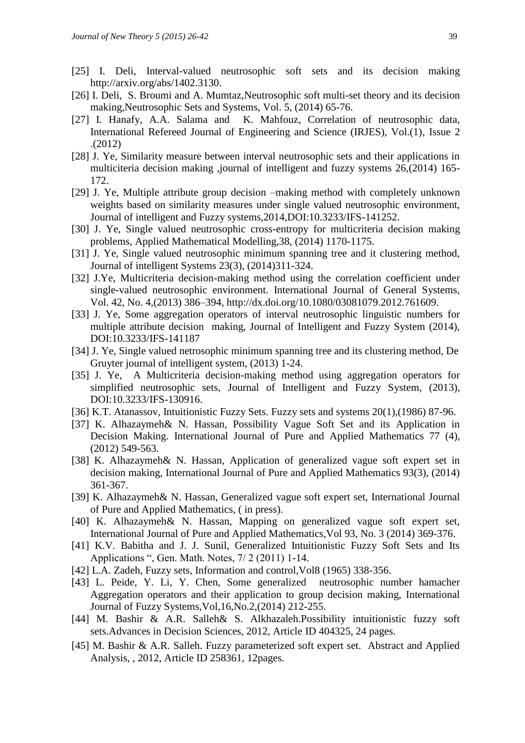[25] I. Deli, Interval-valued neutrosophic soft sets and its decision making http://arxiv.org/abs/1402.3130.

[26] I. Deli, S. Broumi and A. Mumtaz,Neutrosophic soft multi-set theory and its decision making,Neutrosophic Sets and Systems, Vol. 5, (2014) 65-76.

[27] I. Hanafy, A.A. Salama and K. Mahfouz, Correlation of neutrosophic data, International Refereed Journal of Engineering and Science (IRJES), Vol.(1), Issue 2 .(2012)

[28] J. Ye, Similarity measure between interval neutrosophic sets and their applications in multiciteria decision making ,journal of intelligent and fuzzy systems 26,(2014) 165-172.

[29] J. Ye, Multiple attribute group decision –making method with completely unknown weights based on similarity measures under single valued neutrosophic environment, Journal of intelligent and Fuzzy systems,2014,DOI:10.3233/IFS-141252.

[30] J. Ye, Single valued neutrosophic cross-entropy for multicriteria decision making problems, Applied Mathematical Modelling,38, (2014) 1170-1175.

[31] J. Ye, Single valued netrosophic minimum spanning tree and it clustering method, Journal of intelligent Systems 23(3), (2014)311-324.

[32] J.Ye, Multicriteria decision-making method using the correlation coefficient under single-valued neutrosophic environment. International Journal of General Systems, Vol. 42, No. 4,(2013) 386–394, http://dx.doi.org/10.1080/03081079.2012.761609.

[33] J. Ye, Some aggregation operators of interval neutrosophic linguistic numbers for multiple attribute decision making, Journal of Intelligent and Fuzzy System (2014), DOI:10.3233/IFS-141187

[34] J. Ye, Single valued netrosophic minimum spanning tree and its clustering method, De Gruyter journal of intelligent system, (2013) 1-24.

[35] J. Ye, A Multicriteria decision-making method using aggregation operators for simplified neutrosophic sets, Journal of Intelligent and Fuzzy System, (2013), DOI:10.3233/IFS-130916.

[36] K.T. Atanassov, Intuitionistic Fuzzy Sets. Fuzzy sets and systems 20(1),(1986) 87-96.

[37] K. Alhazaymeh& N. Hassan, Possibility Vague Soft Set and its Application in Decision Making. International Journal of Pure and Applied Mathematics 77 (4), (2012) 549-563.

[38] K. Alhazaymeh& N. Hassan, Application of generalized vague soft expert set in decision making, International Journal of Pure and Applied Mathematics 93(3), (2014) 361-367.

[39] K. Alhazaymeh& N. Hassan, Generalized vague soft expert set, International Journal of Pure and Applied Mathematics, ( in press).

[40] K. Alhazaymeh& N. Hassan, Mapping on generalized vague soft expert set, International Journal of Pure and Applied Mathematics,Vol 93, No. 3 (2014) 369-376.

[41] K.V. Babitha and J. J. Sunil, Generalized Intuitionistic Fuzzy Soft Sets and Its Applications ", Gen. Math. Notes, 7/ 2 (2011) 1-14.

[42] L.A. Zadeh, Fuzzy sets, Information and control,Vol8 (1965) 338-356.

[43] L. Peide, Y. Li, Y. Chen, Some generalized neutrosophic number hamacher Aggregation operators and their application to group decision making, International Journal of Fuzzy Systems,Vol,16,No.2,(2014) 212-255.

[44] M. Bashir & A.R. Salleh& S. Alkhazaleh.Possibility intuitionistic fuzzy soft sets.Advances in Decision Sciences, 2012, Article ID 404325, 24 pages.

[45] M. Bashir & A.R. Salleh. Fuzzy parameterized soft expert set. Abstract and Applied Analysis, , 2012, Article ID 258361, 12pages.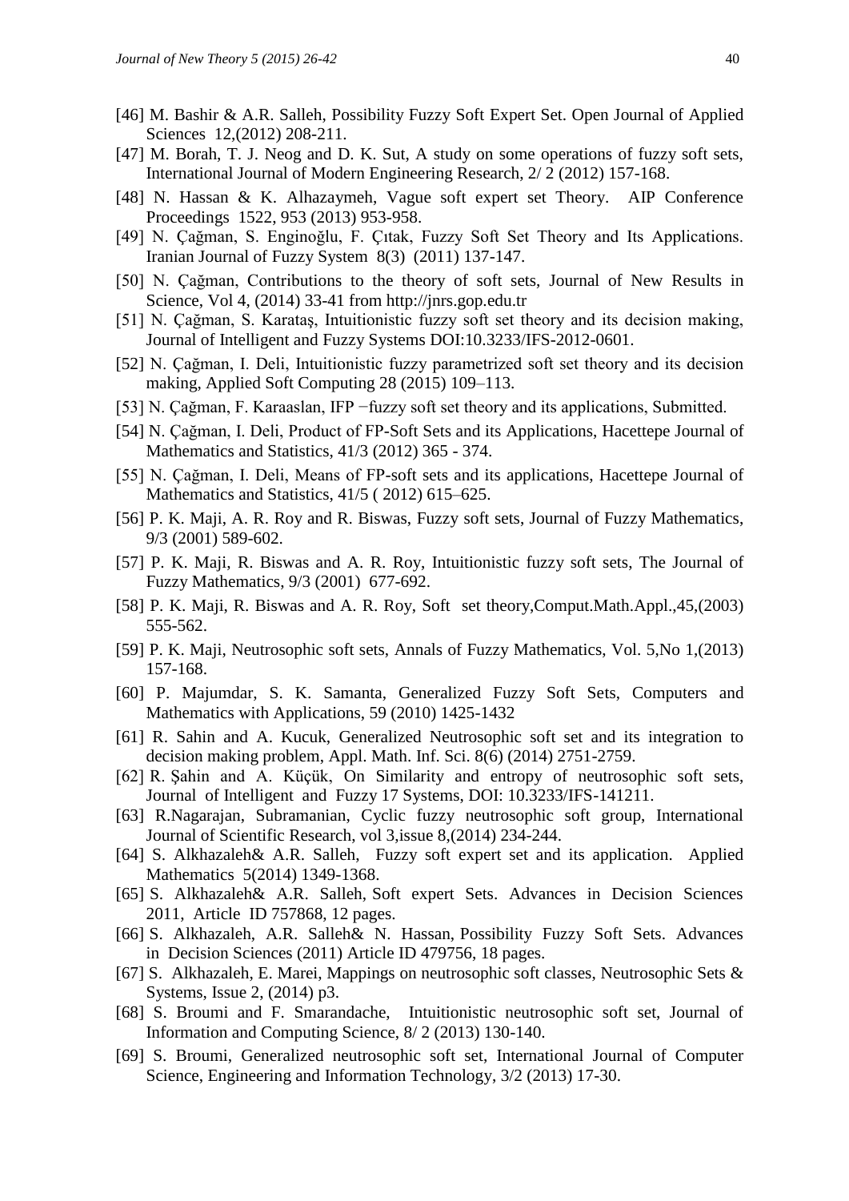[46] M. Bashir & A.R. Salleh, Possibility Fuzzy Soft Expert Set. Open Journal of Applied Sciences 12,(2012) 208-211.

[47] M. Borah, T. J. Neog and D. K. Sut, A study on some operations of fuzzy soft sets, International Journal of Modern Engineering Research, 2/ 2 (2012) 157-168.

[48] N. Hassan & K. Alhazaymeh, Vague soft expert set Theory. AIP Conference Proceedings 1522, 953 (2013) 953-958.

[49] N. Çağman, S. Enginoğlu, F. Çıtak, Fuzzy Soft Set Theory and Its Applications. Iranian Journal of Fuzzy System 8(3) (2011) 137-147.

[50] N. Çağman, Contributions to the theory of soft sets, Journal of New Results in Science, Vol 4, (2014) 33-41 from http://jnrs.gop.edu.tr

[51] N. Çağman, S. Karataş, Intuitionistic fuzzy soft set theory and its decision making, Journal of Intelligent and Fuzzy Systems DOI:10.3233/IFS-2012-0601.

[52] N. Çağman, I. Deli, Intuitionistic fuzzy parametrized soft set theory and its decision making, Applied Soft Computing 28 (2015) 109–113.

[53] N. Çağman, F. Karaaslan, IFP −fuzzy soft set theory and its applications, Submitted.

[54] N. Çağman, I. Deli, Product of FP-Soft Sets and its Applications, Hacettepe Journal of Mathematics and Statistics, 41/3 (2012) 365 - 374.

[55] N. Çağman, I. Deli, Means of FP-soft sets and its applications, Hacettepe Journal of Mathematics and Statistics, 41/5 ( 2012) 615–625.

[56] P. K. Maji, A. R. Roy and R. Biswas, Fuzzy soft sets, Journal of Fuzzy Mathematics, 9/3 (2001) 589-602.

[57] P. K. Maji, R. Biswas and A. R. Roy, Intuitionistic fuzzy soft sets, The Journal of Fuzzy Mathematics, 9/3 (2001) 677-692.

[58] P. K. Maji, R. Biswas and A. R. Roy, Soft set theory,Comput.Math.Appl.,45,(2003) 555-562.

[59] P. K. Maji, Neutrosophic soft sets, Annals of Fuzzy Mathematics, Vol. 5,No 1,(2013) 157-168.

[60] P. Majumdar, S. K. Samanta, Generalized Fuzzy Soft Sets, Computers and Mathematics with Applications, 59 (2010) 1425-1432

[61] R. Sahin and A. Kucuk, Generalized Neutrosophic soft set and its integration to decision making problem, Appl. Math. Inf. Sci. 8(6) (2014) 2751-2759.

[62] R. Şahin and A. Küçük, On Similarity and entropy of neutrosophic soft sets, Journal of Intelligent and Fuzzy 17 Systems, DOI: 10.3233/IFS-141211.

[63] R.Nagarajan, Subramanian, Cyclic fuzzy neutrosophic soft group, International Journal of Scientific Research, vol 3,issue 8,(2014) 234-244.

[64] S. Alkhazaleh& A.R. Salleh, Fuzzy soft expert set and its application. Applied Mathematics 5(2014) 1349-1368.

[65] S. Alkhazaleh& A.R. Salleh, Soft expert Sets. Advances in Decision Sciences 2011, Article ID 757868, 12 pages.

[66] S. Alkhazaleh, A.R. Salleh& N. Hassan, Possibility Fuzzy Soft Sets. Advances in Decision Sciences (2011) Article ID 479756, 18 pages.

[67] S. Alkhazaleh, E. Marei, Mappings on neutrosophic soft classes, Neutrosophic Sets & Systems, Issue 2, (2014) p3.

[68] S. Broumi and F. Smarandache, Intuitionistic neutrosophic soft set, Journal of Information and Computing Science, 8/ 2 (2013) 130-140.

[69] S. Broumi, Generalized neutrosophic soft set, International Journal of Computer Science, Engineering and Information Technology, 3/2 (2013) 17-30.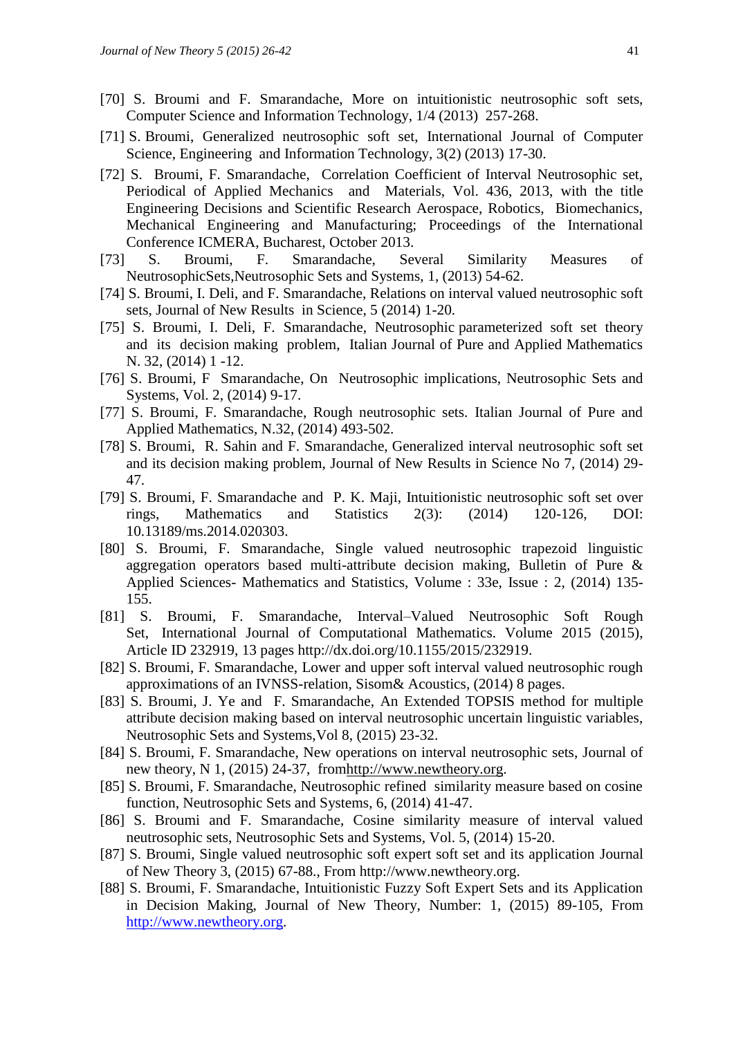[70] S. Broumi and F. Smarandache, More on intuitionistic neutrosophic soft sets, Computer Science and Information Technology, 1/4 (2013) 257-268.

[71] S. Broumi, Generalized neutrosophic soft set, International Journal of Computer Science, Engineering and Information Technology, 3(2) (2013) 17-30.

[72] S. Broumi, F. Smarandache, Correlation Coefficient of Interval Neutrosophic set, Periodical of Applied Mechanics and Materials, Vol. 436, 2013, with the title Engineering Decisions and Scientific Research Aerospace, Robotics, Biomechanics, Mechanical Engineering and Manufacturing; Proceedings of the International Conference ICMERA, Bucharest, October 2013.

[73] S. Broumi, F. Smarandache, Several Similarity Measures of NeutrosophicSets,Neutrosophic Sets and Systems, 1, (2013) 54-62.

[74] S. Broumi, I. Deli, and F. Smarandache, Relations on interval valued neutrosophic soft sets, Journal of New Results in Science, 5 (2014) 1-20.

[75] S. Broumi, I. Deli, F. Smarandache, Neutrosophic parameterized soft set theory and its decision making problem, Italian Journal of Pure and Applied Mathematics N. 32, (2014) 1 -12.

[76] S. Broumi, F Smarandache, On Neutrosophic implications, Neutrosophic Sets and Systems, Vol. 2, (2014) 9-17.

[77] S. Broumi, F. Smarandache, Rough neutrosophic sets. Italian Journal of Pure and Applied Mathematics, N.32, (2014) 493-502.

[78] S. Broumi, R. Sahin and F. Smarandache, Generalized interval neutrosophic soft set and its decision making problem, Journal of New Results in Science No 7, (2014) 29-47.

[79] S. Broumi, F. Smarandache and P. K. Maji, Intuitionistic neutrosophic soft set over rings, Mathematics and Statistics 2(3): (2014) 120-126, DOI: 10.13189/ms.2014.020303.

[80] S. Broumi, F. Smarandache, Single valued neutrosophic trapezoid linguistic aggregation operators based multi-attribute decision making, Bulletin of Pure & Applied Sciences- Mathematics and Statistics, Volume : 33e, Issue : 2, (2014) 135-155.

[81] S. Broumi, F. Smarandache, Interval–Valued Neutrosophic Soft Rough Set, International Journal of Computational Mathematics. Volume 2015 (2015), Article ID 232919, 13 pages http://dx.doi.org/10.1155/2015/232919.

[82] S. Broumi, F. Smarandache, Lower and upper soft interval valued neutrosophic rough approximations of an IVNSS-relation, Sisom& Acoustics, (2014) 8 pages.

[83] S. Broumi, J. Ye and F. Smarandache, An Extended TOPSIS method for multiple attribute decision making based on interval neutrosophic uncertain linguistic variables, Neutrosophic Sets and Systems,Vol 8, (2015) 23-32.

[84] S. Broumi, F. Smarandache, New operations on interval neutrosophic sets, Journal of new theory, N 1, (2015) 24-37, fromhttp://www.newtheory.org.

[85] S. Broumi, F. Smarandache, Neutrosophic refined similarity measure based on cosine function, Neutrosophic Sets and Systems, 6, (2014) 41-47.

[86] S. Broumi and F. Smarandache, Cosine similarity measure of interval valued neutrosophic sets, Neutrosophic Sets and Systems, Vol. 5, (2014) 15-20.

[87] S. Broumi, Single valued neutrosophic soft expert soft set and its application Journal of New Theory 3, (2015) 67-88., From http://www.newtheory.org.

[88] S. Broumi, F. Smarandache, Intuitionistic Fuzzy Soft Expert Sets and its Application in Decision Making, Journal of New Theory, Number: 1, (2015) 89-105, From http://www.newtheory.org.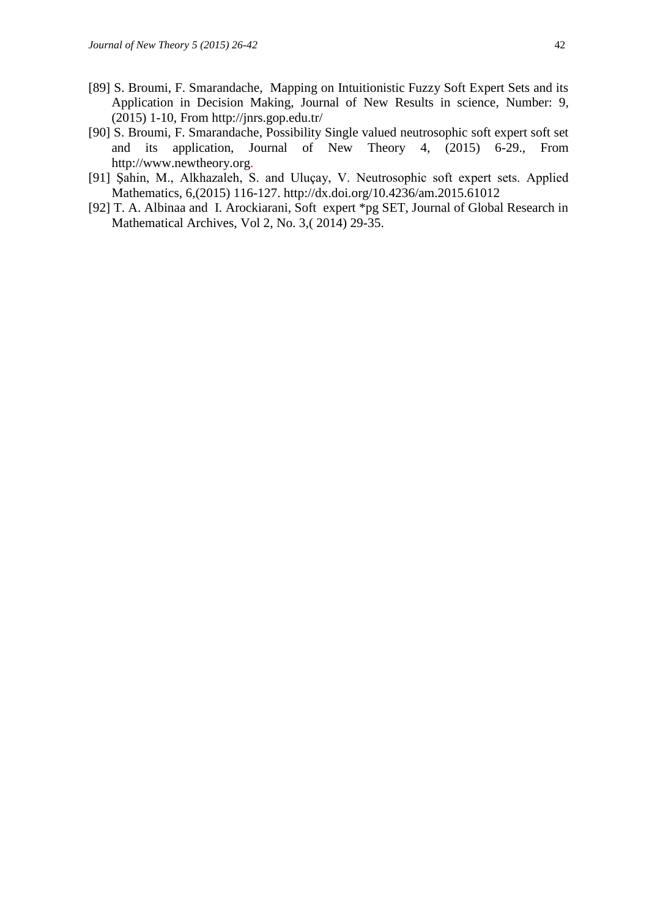[89] S. Broumi, F. Smarandache, Mapping on Intuitionistic Fuzzy Soft Expert Sets and its Application in Decision Making, Journal of New Results in science, Number: 9, (2015) 1-10, From http://jnrs.gop.edu.tr/

[90] S. Broumi, F. Smarandache, Possibility Single valued neutrosophic soft expert soft set and its application, Journal of New Theory 4, (2015) 6-29., From http://www.newtheory.org.

[91] Şahin, M., Alkhazaleh, S. and Uluçay, V. Neutrosophic soft expert sets. Applied Mathematics, 6,(2015) 116-127. http://dx.doi.org/10.4236/am.2015.61012

[92] T. A. Albinaa and I. Arockiarani, Soft expert *pg SET, Journal of Global Research in Mathematical Archives, Vol 2, No. 3,( 2014) 29-35.